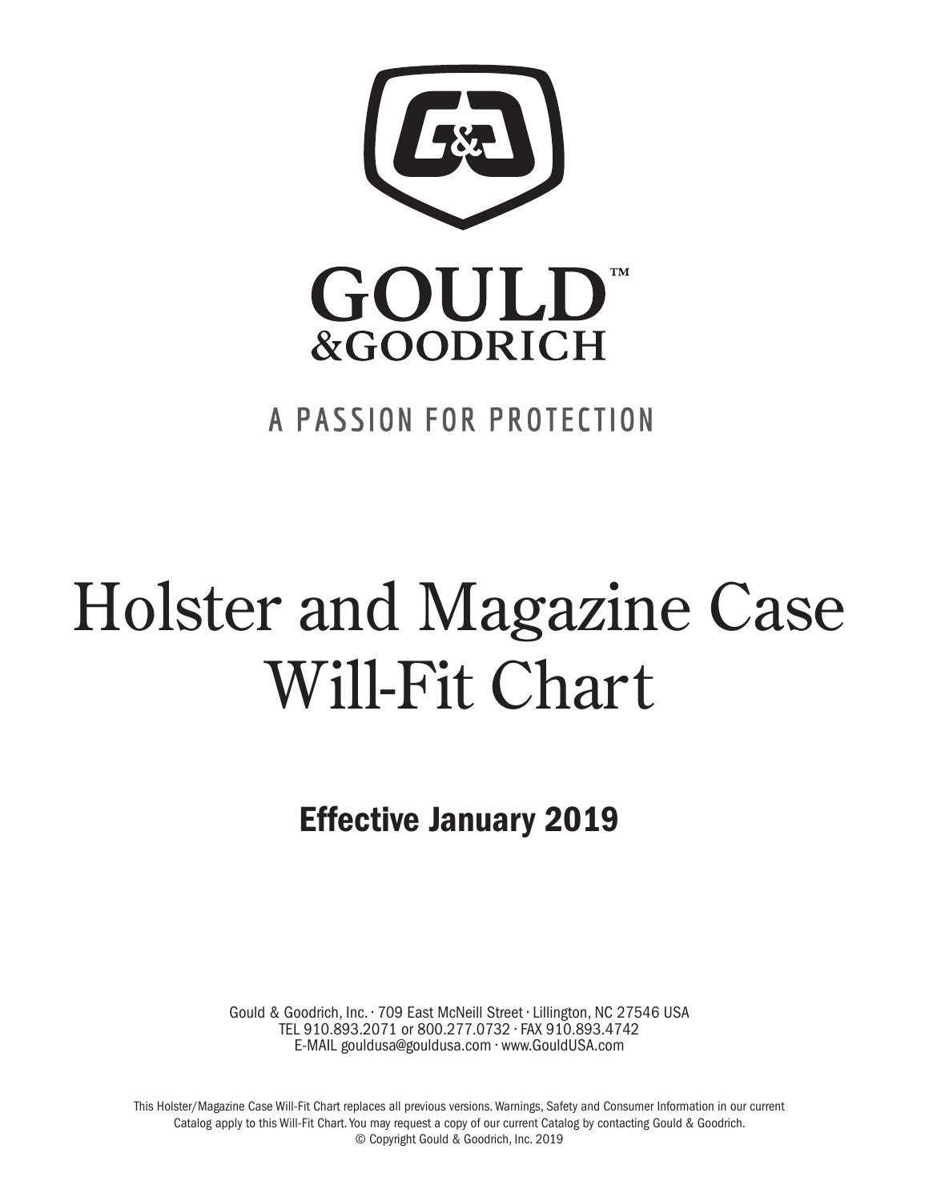# GOULD™ &GOODRICH

A PASSION FOR PROTECTION

# Holster and Magazine Case Will-Fit Chart

## Effective January 2019

Gould & Goodrich, Inc. · 709 East McNeill Street · Lillington, NC 27546 USA
TEL 910.893.2071 or 800.277.0732 · FAX 910.893.4742
E-MAIL gouldusa@gouldusa.com · www.GouldUSA.com

This Holster/Magazine Case Will-Fit Chart replaces all previous versions. Warnings, Safety and Consumer Information in our current Catalog apply to this Will-Fit Chart. You may request a copy of our current Catalog by contacting Gould & Goodrich.
© Copyright Gould & Goodrich, Inc. 2019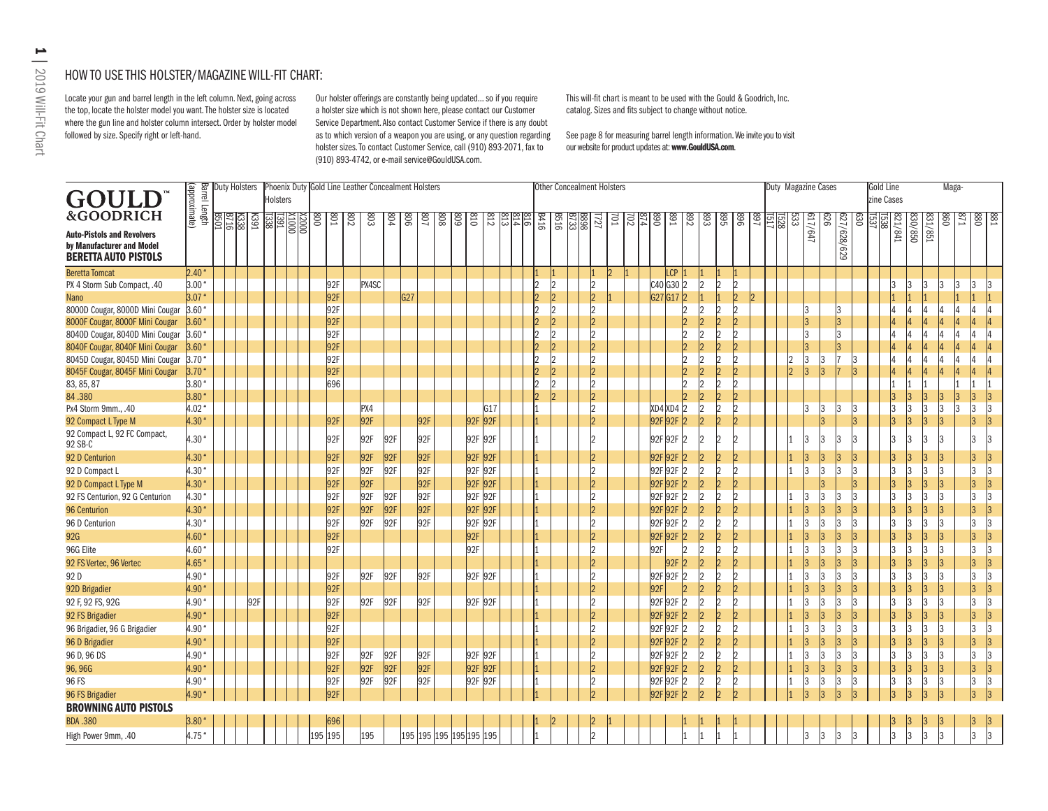## HOW TO USE THIS HOLSTER/MAGAZINE WILL-FIT CHART:

Locate your gun and barrel length in the left column. Next, going across the top, locate the holster model you want. The holster size is located where the gun line and holster column intersect. Order by holster model followed by size. Specify right or left-hand.

Our holster offerings are constantly being updated... so if you require a holster size which is not shown here, please contact our Customer Service Department. Also contact Customer Service if there is any doubt as to which version of a weapon you are using, or any question regarding holster sizes. To contact Customer Service, call (910) 893-2071, fax to (910) 893-4742, or e-mail service@GouldUSA.com.

This will-fit chart is meant to be used with the Gould & Goodrich, Inc. catalog. Sizes and fits subject to change without notice.

See page 8 for measuring barrel length information. We invite you to visit our website for product updates at: **www.GouldUSA.com**.

| GOULD™ &GOODRICH — Auto-Pistols and Revolvers by Manufacturer and Model | Barrel Length (approximate) | Duty Holsters | | | | Phoenix Duty Holsters | | | | Gold Line Leather Concealment Holsters | | | | | | | | | | | | | | Other Concealment Holsters | | | | | | | | | | | | | | | Duty Magazine Cases | | | | | | | Gold Line Magazine Cases | | | | | | | | |
|---|---|---|---|---|---|---|---|---|---|---|---|---|---|---|---|---|---|---|---|---|---|---|---|---|---|---|---|---|---|---|---|---|---|---|---|---|---|---|---|---|---|---|---|---|---|---|---|---|---|---|---|---|---|---|
| | | B501 | B716 | K338 | K391 | T338 | T391 | X1000 | X2000 | 800 | 801 | 802 | 803 | 804 | 806 | 807 | 808 | 809 | 810 | 812 | 813 | 814 | 816 | B416 | B516 | B733 | B898 | T727 | 701 | 702 | 874 | 890 | 891 | 892 | 893 | 895 | 896 | 897 | T517 | T528 | 533 | 617/647 | 626 | 627/628/629 | 630 | T537 | T538 | 821/841 | 830/850 | 831/851 | 860 | 871 | 880 | 881 |
| **BERETTA AUTO PISTOLS** | | | | | | | | | | | | | | | | | | | | | | | | | | | | | | | | | | | | | | | | | | | | | | | | | | | | | | |
| Beretta Tomcat | 2.40" | | | | | | | | | | | | | | | | | | | | | | | 1 | 1 | | | 1 | 2 | 1 | | | LCP | 1 | 1 | 1 | 1 | | | | | | | | | | | | | | | | | |
| PX 4 Storm Sub Compact, .40 | 3.00" | | | | | | | | | | 92F | | PX4SC | | | | | | | | | | | 2 | 2 | | | 2 | | | | C40 | G30 | 2 | 2 | 2 | 2 | | | | | | | | | | | 3 | 3 | 3 | 3 | 3 | 3 | 3 |
| Nano | 3.07" | | | | | | | | | | 92F | | | | G27 | | | | | | | | | 2 | 2 | | | 2 | 1 | | | G27 | G17 | 2 | 1 | 1 | 2 | 2 | | | | | | | | | | 1 | 1 | 1 | | 1 | 1 | 1 |
| 8000D Cougar, 8000D Mini Cougar | 3.60" | | | | | | | | | | 92F | | | | | | | | | | | | | 2 | 2 | | | 2 | | | | | | 2 | 2 | 2 | 2 | | | | | 3 | | 3 | | | | 4 | 4 | 4 | 4 | 4 | 4 | 4 |
| 8000F Cougar, 8000F Mini Cougar | 3.60" | | | | | | | | | | 92F | | | | | | | | | | | | | 2 | 2 | | | 2 | | | | | | 2 | 2 | 2 | 2 | | | | | 3 | | 3 | | | | 4 | 4 | 4 | 4 | 4 | 4 | 4 |
| 8040D Cougar, 8040D Mini Cougar | 3.60" | | | | | | | | | | 92F | | | | | | | | | | | | | 2 | 2 | | | 2 | | | | | | 2 | 2 | 2 | 2 | | | | | 3 | | 3 | | | | 4 | 4 | 4 | 4 | 4 | 4 | 4 |
| 8040F Cougar, 8040F Mini Cougar | 3.60" | | | | | | | | | | 92F | | | | | | | | | | | | | 2 | 2 | | | 2 | | | | | | 2 | 2 | 2 | 2 | | | | | 3 | | 3 | | | | 4 | 4 | 4 | 4 | 4 | 4 | 4 |
| 8045D Cougar, 8045D Mini Cougar | 3.70" | | | | | | | | | | 92F | | | | | | | | | | | | | 2 | 2 | | | 2 | | | | | | 2 | 2 | 2 | 2 | | | | 2 | 3 | 3 | 7 | 3 | | | 4 | 4 | 4 | 4 | 4 | 4 | 4 |
| 8045F Cougar, 8045F Mini Cougar | 3.70" | | | | | | | | | | 92F | | | | | | | | | | | | | 2 | 2 | | | 2 | | | | | | 2 | 2 | 2 | 2 | | | | 2 | 3 | 3 | 7 | 3 | | | 4 | 4 | 4 | 4 | 4 | 4 | 4 |
| 83, 85, 87 | 3.80" | | | | | | | | | | 696 | | | | | | | | | | | | | 2 | 2 | | | 2 | | | | | | 2 | 2 | 2 | 2 | | | | | | | | | | | 1 | 1 | 1 | | 1 | 1 | 1 |
| 84 .380 | 3.80" | | | | | | | | | | | | | | | | | | | | | | | 2 | 2 | | | 2 | | | | | | 2 | 2 | 2 | 2 | | | | | | | | | | | 3 | 3 | 3 | 3 | 3 | 3 | 3 |
| Px4 Storm 9mm., .40 | 4.02" | | | | | | | | | | | | PX4 | | | | | | | G17 | | | | 1 | | | | 2 | | | | XD4 | XD4 | 2 | 2 | 2 | 2 | | | | | 3 | 3 | 3 | 3 | | | 3 | 3 | 3 | 3 | 3 | 3 | 3 |
| 92 Compact L Type M | 4.30" | | | | | | | | | | 92F | | 92F | | | 92F | | | 92F | 92F | | | | 1 | | | | 2 | | | | 92F | 92F | 2 | 2 | 2 | 2 | | | | | | 3 | | 3 | | | 3 | 3 | 3 | 3 | | 3 | 3 |
| 92 Compact L, 92 FC Compact, 92 SB-C | 4.30" | | | | | | | | | | 92F | | 92F | 92F | | 92F | | | 92F | 92F | | | | 1 | | | | 2 | | | | 92F | 92F | 2 | 2 | 2 | 2 | | | | 1 | 3 | 3 | 3 | 3 | | | 3 | 3 | 3 | 3 | | 3 | 3 |
| 92 D Centurion | 4.30" | | | | | | | | | | 92F | | 92F | 92F | | 92F | | | 92F | 92F | | | | 1 | | | | 2 | | | | 92F | 92F | 2 | 2 | 2 | 2 | | | | 1 | 3 | 3 | 3 | 3 | | | 3 | 3 | 3 | 3 | | 3 | 3 |
| 92 D Compact L | 4.30" | | | | | | | | | | 92F | | 92F | 92F | | 92F | | | 92F | 92F | | | | 1 | | | | 2 | | | | 92F | 92F | 2 | 2 | 2 | 2 | | | | 1 | 3 | 3 | 3 | 3 | | | 3 | 3 | 3 | 3 | | 3 | 3 |
| 92 D Compact L Type M | 4.30" | | | | | | | | | | 92F | | 92F | | | 92F | | | 92F | 92F | | | | 1 | | | | 2 | | | | 92F | 92F | 2 | 2 | 2 | 2 | | | | | | 3 | | 3 | | | 3 | 3 | 3 | 3 | | 3 | 3 |
| 92 FS Centurion, 92 G Centurion | 4.30" | | | | | | | | | | 92F | | 92F | 92F | | 92F | | | 92F | 92F | | | | 1 | | | | 2 | | | | 92F | 92F | 2 | 2 | 2 | 2 | | | | 1 | 3 | 3 | 3 | 3 | | | 3 | 3 | 3 | 3 | | 3 | 3 |
| 96 Centurion | 4.30" | | | | | | | | | | 92F | | 92F | 92F | | 92F | | | 92F | 92F | | | | 1 | | | | 2 | | | | 92F | 92F | 2 | 2 | 2 | 2 | | | | 1 | 3 | 3 | 3 | 3 | | | 3 | 3 | 3 | 3 | | 3 | 3 |
| 96 D Centurion | 4.30" | | | | | | | | | | 92F | | 92F | 92F | | 92F | | | 92F | 92F | | | | 1 | | | | 2 | | | | 92F | 92F | 2 | 2 | 2 | 2 | | | | 1 | 3 | 3 | 3 | 3 | | | 3 | 3 | 3 | 3 | | 3 | 3 |
| 92G | 4.60" | | | | | | | | | | 92F | | | | | | | | 92F | | | | | 1 | | | | 2 | | | | 92F | 92F | 2 | 2 | 2 | 2 | | | | 1 | 3 | 3 | 3 | 3 | | | 3 | 3 | 3 | 3 | | 3 | 3 |
| 96G Elite | 4.60" | | | | | | | | | | 92F | | | | | | | | 92F | | | | | 1 | | | | 2 | | | | 92F | | 2 | 2 | 2 | 2 | | | | 1 | 3 | 3 | 3 | 3 | | | 3 | 3 | 3 | 3 | | 3 | 3 |
| 92 FS Vertec, 96 Vertec | 4.65" | | | | | | | | | | | | | | | | | | | | | | | 1 | | | | 2 | | | | | 92F | 2 | 2 | 2 | 2 | | | | 1 | 3 | 3 | 3 | 3 | | | 3 | 3 | 3 | 3 | | 3 | 3 |
| 92 D | 4.90" | | | | | | | | | | 92F | | 92F | 92F | | 92F | | | 92F | 92F | | | | 1 | | | | 2 | | | | 92F | 92F | 2 | 2 | 2 | 2 | | | | 1 | 3 | 3 | 3 | 3 | | | 3 | 3 | 3 | 3 | | 3 | 3 |
| 92D Brigadier | 4.90" | | | | | | | | | | 92F | | | | | | | | | | | | | 1 | | | | 2 | | | | 92F | | 2 | 2 | 2 | 2 | | | | 1 | 3 | 3 | 3 | 3 | | | 3 | 3 | 3 | 3 | | 3 | 3 |
| 92 F, 92 FS, 92G | 4.90" | | | | 92F | | | | | | 92F | | 92F | 92F | | 92F | | | 92F | 92F | | | | 1 | | | | 2 | | | | 92F | 92F | 2 | 2 | 2 | 2 | | | | 1 | 3 | 3 | 3 | 3 | | | 3 | 3 | 3 | 3 | | 3 | 3 |
| 92 FS Brigadier | 4.90" | | | | | | | | | | 92F | | | | | | | | | | | | | 1 | | | | 2 | | | | 92F | 92F | 2 | 2 | 2 | 2 | | | | 1 | 3 | 3 | 3 | 3 | | | 3 | 3 | 3 | 3 | | 3 | 3 |
| 96 Brigadier, 96 G Brigadier | 4.90" | | | | | | | | | | 92F | | | | | | | | | | | | | 1 | | | | 2 | | | | 92F | 92F | 2 | 2 | 2 | 2 | | | | 1 | 3 | 3 | 3 | 3 | | | 3 | 3 | 3 | 3 | | 3 | 3 |
| 96 D Brigadier | 4.90" | | | | | | | | | | 92F | | | | | | | | | | | | | 1 | | | | 2 | | | | 92F | 92F | 2 | 2 | 2 | 2 | | | | 1 | 3 | 3 | 3 | 3 | | | 3 | 3 | 3 | 3 | | 3 | 3 |
| 96 D, 96 DS | 4.90" | | | | | | | | | | 92F | | 92F | 92F | | 92F | | | 92F | 92F | | | | 1 | | | | 2 | | | | 92F | 92F | 2 | 2 | 2 | 2 | | | | 1 | 3 | 3 | 3 | 3 | | | 3 | 3 | 3 | 3 | | 3 | 3 |
| 96, 96G | 4.90" | | | | | | | | | | 92F | | 92F | 92F | | 92F | | | 92F | 92F | | | | 1 | | | | 2 | | | | 92F | 92F | 2 | 2 | 2 | 2 | | | | 1 | 3 | 3 | 3 | 3 | | | 3 | 3 | 3 | 3 | | 3 | 3 |
| 96 FS | 4.90" | | | | | | | | | | 92F | | 92F | 92F | | 92F | | | 92F | 92F | | | | 1 | | | | 2 | | | | 92F | 92F | 2 | 2 | 2 | 2 | | | | 1 | 3 | 3 | 3 | 3 | | | 3 | 3 | 3 | 3 | | 3 | 3 |
| 96 FS Brigadier | 4.90" | | | | | | | | | | 92F | | | | | | | | | | | | | 1 | | | | 2 | | | | 92F | 92F | 2 | 2 | 2 | 2 | | | | 1 | 3 | 3 | 3 | 3 | | | 3 | 3 | 3 | 3 | | 3 | 3 |
| **BROWNING AUTO PISTOLS** | | | | | | | | | | | | | | | | | | | | | | | | | | | | | | | | | | | | | | | | | | | | | | | | | | | | | | |
| BDA .380 | 3.80" | | | | | | | | | | 696 | | | | | | | | | | | | | 1 | 2 | | | 2 | 1 | | | | | 1 | 1 | 1 | 1 | | | | | | | | | | | 3 | 3 | 3 | 3 | | 3 | 3 |
| High Power 9mm, .40 | 4.75" | | | | | | | | | 195 | 195 | | 195 | | 195 | 195 | 195 | 195 | 195 | 195 | | | | 1 | | | | 2 | | | | | | 1 | 1 | 1 | 1 | | | | | 3 | 3 | 3 | 3 | | | 3 | 3 | 3 | 3 | | 3 | 3 |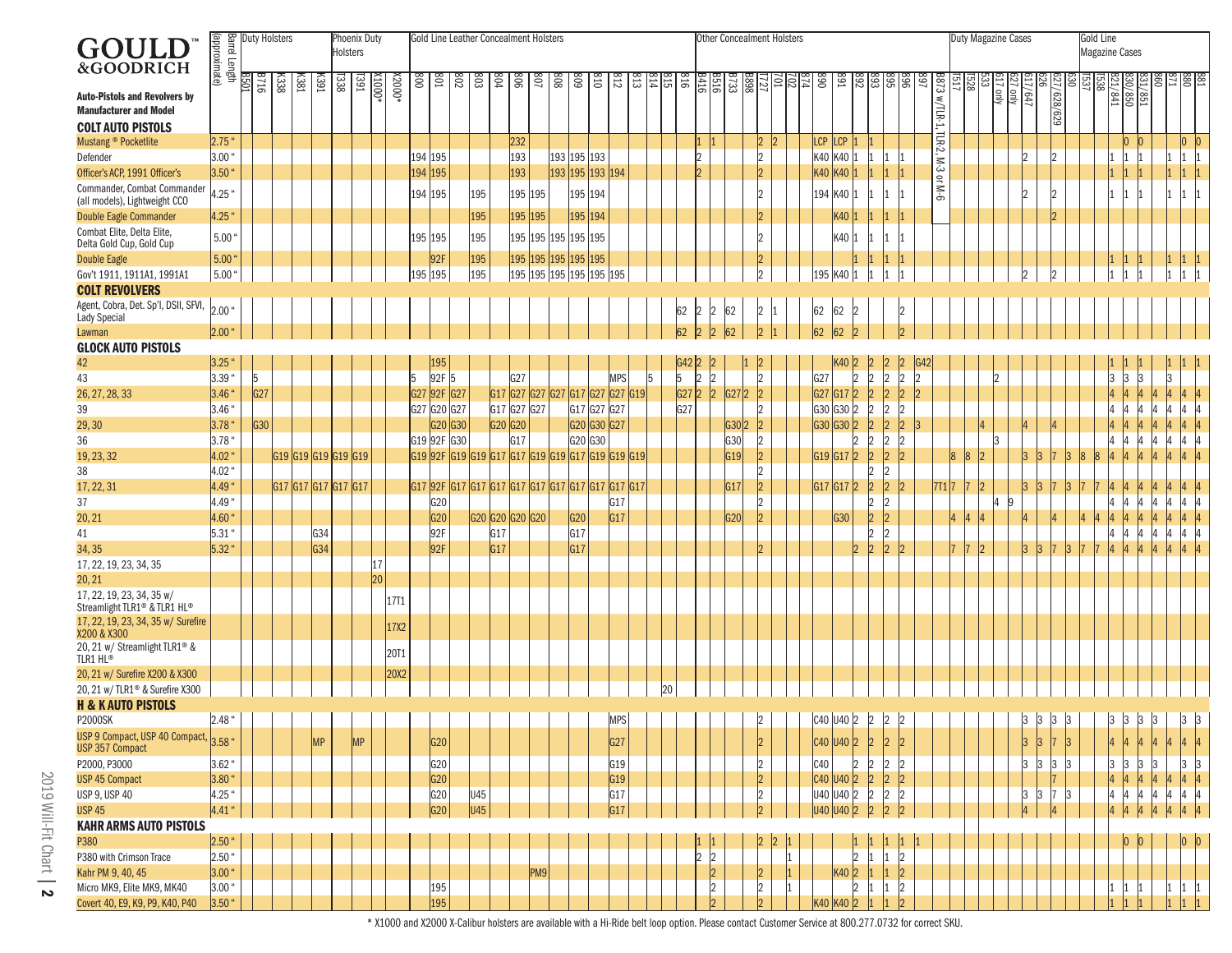# GOULD & GOODRICH™

**Auto-Pistols and Revolvers by Manufacturer and Model**

| Model | Barrel Length (approximate) | Duty Holsters | | | | | Phoenix Duty Holsters | | | | Gold Line Leather Concealment Holsters | | | | | | | | | | | | | | | Other Concealment Holsters | | | | | | | | | | | | | | | | Duty Magazine Cases | | | | | | | | | Gold Line Magazine Cases | | | | | | | | |
|---|---|---|---|---|---|---|---|---|---|---|---|---|---|---|---|---|---|---|---|---|---|---|---|---|---|---|---|---|---|---|---|---|---|---|---|---|---|---|---|---|---|---|---|---|---|---|---|---|---|---|---|---|---|---|---|---|---|---|---|
| | | B501 | B716 | K338 | K381 | K391 | T338 | T391 | X1000* | X2000* | 800 | 801 | 802 | 803 | 804 | 806 | 807 | 808 | 809 | 810 | 812 | 813 | 814 | 815 | 816 | B416 | B516 | B733 | B898 | T727 | 701 | 702 | 874 | 890 | 891 | 892 | 893 | 895 | 896 | 897 | B873 w/TLR-1, TLR2, M-3 or M-6 | 7517 | 7528 | 533 | 617 only | 627 only | 617/647 | 626 | 627/628/629 | 630 | 7537 | 7538 | 821/841 | 830/850 | 831/851 | 860 | 871 | 880 | 881 |
| **COLT AUTO PISTOLS** | | | | | | | | | | | | | | | | | | | | | | | | | | | | | | | | | | | | | | | | | | | | | | | | | | | | | | | | | | | |
| Mustang ® Pocketlite | 2.75" | | | | | | | | | | | | | | | 232 | | | | | | | | | | 1 | 1 | | | 2 | 2 | | | LCP | LCP | 1 | 1 | | | | | | | | | | | | | | | | 0 | 0 | | | | 0 | 0 |
| Defender | 3.00" | | | | | | | | | | 194 | 195 | | | | 193 | | 193 | 195 | 193 | | | | | | 2 | | | | 2 | | | | K40 | K40 | 1 | 1 | 1 | 1 | | | | | | | | 2 | | 2 | | | | 1 | 1 | 1 | | 1 | 1 | 1 |
| Officer's ACP, 1991 Officer's | 3.50" | | | | | | | | | | 194 | 195 | | | | 193 | | 193 | 195 | 193 | 194 | | | | | 2 | | | | 2 | | | | K40 | K40 | 1 | 1 | 1 | 1 | | | | | | | | | | | | | | 1 | 1 | 1 | | 1 | 1 | 1 |
| Commander, Combat Commander (all models), Lightweight CCO | 4.25" | | | | | | | | | | 194 | 195 | | 195 | | 195 | 195 | | 195 | 194 | | | | | | | | | | 2 | | | | 194 | K40 | 1 | 1 | 1 | 1 | | | | | | | | 2 | | 2 | | | | 1 | 1 | 1 | | 1 | 1 | 1 |
| Double Eagle Commander | 4.25" | | | | | | | | | | | | | 195 | | 195 | 195 | | 195 | 194 | | | | | | | | | | 2 | | | | | K40 | 1 | 1 | 1 | 1 | | | | | | | | | | 2 | | | | | | | | | | |
| Combat Elite, Delta Elite, Delta Gold Cup, Gold Cup | 5.00" | | | | | | | | | | 195 | 195 | | 195 | | 195 | 195 | 195 | 195 | 195 | | | | | | | | | | 2 | | | | | K40 | 1 | 1 | 1 | 1 | | | | | | | | | | | | | | | | | | | | |
| Double Eagle | 5.00" | | | | | | | | | | | 92F | | 195 | | 195 | 195 | 195 | 195 | 195 | | | | | | | | | | 2 | | | | | | 1 | 1 | 1 | 1 | | | | | | | | | | | | | | 1 | 1 | 1 | | 1 | 1 | 1 |
| Gov't 1911, 1911A1, 1991A1 | 5.00" | | | | | | | | | | 195 | 195 | | 195 | | 195 | 195 | 195 | 195 | 195 | 195 | | | | | | | | | 2 | | | | 195 | K40 | 1 | 1 | 1 | 1 | | | | | | | | 2 | | 2 | | | | 1 | 1 | 1 | | 1 | 1 | 1 |
| **COLT REVOLVERS** | | | | | | | | | | | | | | | | | | | | | | | | | | | | | | | | | | | | | | | | | | | | | | | | | | | | | | | | | | |
| Agent, Cobra, Det. Sp'l, DSII, SFVI, Lady Special | 2.00" | | | | | | | | | | | | | | | | | | | | | | | | 62 | 2 | 2 | 62 | | 2 | 1 | | | 62 | 62 | 2 | | | 2 | | | | | | | | | | | | | | | | | | | | |
| Lawman | 2.00" | | | | | | | | | | | | | | | | | | | | | | | | 62 | 2 | 2 | 62 | | 2 | 1 | | | 62 | 62 | 2 | | | 2 | | | | | | | | | | | | | | | | | | | | |
| **GLOCK AUTO PISTOLS** | | | | | | | | | | | | | | | | | | | | | | | | | | | | | | | | | | | | | | | | | | | | | | | | | | | | | | | | | | |
| 42 | 3.25" | | | | | | | | | | | 195 | | | | | | | | | | | | | G42 | 2 | 2 | | 1 | 2 | | | | | K40 | 2 | 2 | 2 | 2 | G42 | | | | | | | | | | | | | 1 | 1 | 1 | | 1 | 1 | 1 |
| 43 | 3.39" | | 5 | | | | | | | | 5 | 92F | 5 | | | G27 | | | | | MPS | | 5 | | 5 | 2 | 2 | | | 2 | | | | G27 | | 2 | 2 | 2 | 2 | 2 | | | | | 2 | | | | | | | | 3 | 3 | 3 | 3 | | | |
| 26, 27, 28, 33 | 3.46" | | G27 | | | | | | | | G27 | 92F | G27 | | G17 | G27 | G27 | G27 | G17 | G27 | G27 | G19 | | | G27 | 2 | 2 | G27 | 2 | 2 | | | | G27 | G17 | 2 | 2 | 2 | 2 | 2 | | | | | | | | | | | | | 4 | 4 | 4 | 4 | 4 | 4 | 4 |
| 39 | 3.46" | | | | | | | | | | G27 | G20 | G27 | | G17 | G27 | G27 | | G17 | G27 | G27 | | | | G27 | | | | | 2 | | | | G30 | G30 | 2 | 2 | 2 | 2 | | | | | | | | | | | | | | 4 | 4 | 4 | 4 | 4 | 4 | 4 |
| 29, 30 | 3.78" | | G30 | | | | | | | | | G20 | G30 | | G20 | G20 | | | G20 | G30 | G27 | | | | | | | G30 | 2 | 2 | | | | G30 | G30 | 2 | 2 | 2 | 2 | 3 | | | | 4 | | | 4 | | 4 | | | | 4 | 4 | 4 | 4 | 4 | 4 | 4 |
| 36 | 3.78" | | | | | | | | | | G19 | 92F | G30 | | | G17 | | | G20 | G30 | | | | | | | | G30 | | 2 | | | | | | 2 | 2 | 2 | 2 | | | | | | 3 | | | | | | | | 4 | 4 | 4 | 4 | 4 | 4 | 4 |
| 19, 23, 32 | 4.02" | | | G19 | G19 | G19 | G19 | G19 | | | G19 | 92F | G19 | G19 | G17 | G17 | G19 | G19 | G17 | G19 | G19 | G19 | | | | | | G19 | | 2 | | | | G19 | G17 | 2 | 2 | 2 | 2 | | | 8 | 8 | 2 | | | 3 | 3 | 7 | 3 | 8 | 8 | 4 | 4 | 4 | 4 | 4 | 4 | 4 |
| 38 | 4.02" | | | | | | | | | | | | | | | | | | | | | | | | | | | | | 2 | | | | | | | 2 | 2 | | | | | | | | | | | | | | | | | | | | | |
| 17, 22, 31 | 4.49" | | | G17 | G17 | G17 | G17 | G17 | | | G17 | 92F | G17 | G17 | G17 | G17 | G17 | G17 | G17 | G17 | G17 | G17 | | | | | | G17 | | 2 | | | | G17 | G17 | 2 | 2 | 2 | 2 | | 7T1 | 7 | 7 | 2 | | | 3 | 3 | 7 | 3 | 7 | 7 | 4 | 4 | 4 | 4 | 4 | 4 | 4 |
| 37 | 4.49" | | | | | | | | | | | G20 | | | | | | | | | G17 | | | | | | | | | 2 | | | | | | | 2 | 2 | | | | | | | 4 | 9 | | | | | | | 4 | 4 | 4 | 4 | 4 | 4 | 4 |
| 20, 21 | 4.60" | | | | | | | | | | | G20 | | G20 | G20 | G20 | G20 | | G20 | | G17 | | | | | | | G20 | | 2 | | | | | G30 | | 2 | 2 | | | | 4 | 4 | 4 | | | 4 | | 4 | | 4 | 4 | 4 | 4 | 4 | 4 | 4 | 4 | 4 |
| 41 | 5.31" | | | | | G34 | | | | | | 92F | | | G17 | | | | G17 | | | | | | | | | | | | | | | | | | 2 | 2 | | | | | | | | | | | | | | | 4 | 4 | 4 | 4 | 4 | 4 | 4 |
| 34, 35 | 5.32" | | | | | G34 | | | | | | 92F | | | G17 | | | | G17 | | | | | | | | | | | 2 | | | | | | 2 | 2 | 2 | 2 | | | 7 | 7 | 2 | | | 3 | 3 | 7 | 3 | 7 | 7 | 4 | 4 | 4 | 4 | 4 | 4 | 4 |
| 17, 22, 19, 23, 34, 35 | | | | | | | | | 17 | | | | | | | | | | | | | | | | | | | | | | | | | | | | | | | | | | | | | | | | | | | | | | | | | | |
| 20, 21 | | | | | | | | | 20 | | | | | | | | | | | | | | | | | | | | | | | | | | | | | | | | | | | | | | | | | | | | | | | | | | |
| 17, 22, 19, 23, 34, 35 w/ Streamlight TLR1® & TLR1 HL® | | | | | | | | | | 17T1 | | | | | | | | | | | | | | | | | | | | | | | | | | | | | | | | | | | | | | | | | | | | | | | | | |
| 17, 22, 19, 23, 34, 35 w/ Surefire X200 & X300 | | | | | | | | | | 17X2 | | | | | | | | | | | | | | | | | | | | | | | | | | | | | | | | | | | | | | | | | | | | | | | | | |
| 20, 21 w/ Streamlight TLR1® & TLR1 HL® | | | | | | | | | | 20T1 | | | | | | | | | | | | | | | | | | | | | | | | | | | | | | | | | | | | | | | | | | | | | | | | | |
| 20, 21 w/ Surefire X200 & X300 | | | | | | | | | | 20X2 | | | | | | | | | | | | | | | | | | | | | | | | | | | | | | | | | | | | | | | | | | | | | | | | | |
| 20, 21 w/ TLR1® & Surefire X300 | | | | | | | | | | | | | | | | | | | | | | | 20 | | | | | | | | | | | | | | | | | | | | | | | | | | | | | | | | | | | | |
| **H & K AUTO PISTOLS** | | | | | | | | | | | | | | | | | | | | | | | | | | | | | | | | | | | | | | | | | | | | | | | | | | | | | | | | | | | |
| P2000SK | 2.48" | | | | | | | | | | | | | | | | | | | | MPS | | | | | | | | | 2 | | | | C40 | U40 | 2 | 2 | 2 | 2 | | | | | | | | 3 | 3 | 3 | 3 | | | 3 | 3 | 3 | 3 | | 3 | 3 |
| USP 9 Compact, USP 40 Compact, USP 357 Compact | 3.58" | | | | | MP | | MP | | | | G20 | | | | | | | | | G27 | | | | | | | | | 2 | | | | C40 | U40 | 2 | 2 | 2 | 2 | | | | | | | | 3 | 3 | 7 | 3 | | | 4 | 4 | 4 | 4 | 4 | 4 | 4 |
| P2000, P3000 | 3.62" | | | | | | | | | | | G20 | | | | | | | | | G19 | | | | | | | | | 2 | | | | C40 | | 2 | 2 | 2 | 2 | | | | | | | | 3 | 3 | 3 | 3 | | | 3 | 3 | 3 | 3 | | 3 | 3 |
| USP 45 Compact | 3.80" | | | | | | | | | | | G20 | | | | | | | | | G19 | | | | | | | | | 2 | | | | C40 | U40 | 2 | 2 | 2 | 2 | | | | | | | | | | 7 | | | | 4 | 4 | 4 | 4 | 4 | 4 | 4 |
| USP 9, USP 40 | 4.25" | | | | | | | | | | | G20 | | U45 | | | | | | | G17 | | | | | | | | | 2 | | | | U40 | U40 | 2 | 2 | 2 | 2 | | | | | | | | 3 | 3 | 7 | 3 | | | 4 | 4 | 4 | 4 | 4 | 4 | 4 |
| USP 45 | 4.41" | | | | | | | | | | | G20 | | U45 | | | | | | | G17 | | | | | | | | | 2 | | | | U40 | U40 | 2 | 2 | 2 | 2 | | | | | | | | 4 | | 4 | | | | 4 | 4 | 4 | 4 | 4 | 4 | 4 |
| **KAHR ARMS AUTO PISTOLS** | | | | | | | | | | | | | | | | | | | | | | | | | | | | | | | | | | | | | | | | | | | | | | | | | | | | | | | | | | |
| P380 | 2.50" | | | | | | | | | | | | | | | | | | | | | | | | | 1 | 1 | | | 2 | 2 | 1 | | | | 1 | 1 | 1 | 1 | 1 | | | | | | | | | | | | | | 0 | 0 | | | 0 | 0 |
| P380 with Crimson Trace | 2.50" | | | | | | | | | | | | | | | | | | | | | | | | | 2 | 2 | | | | | 1 | | | | 2 | 1 | 1 | 2 | | | | | | | | | | | | | | | | | | | | |
| Kahr PM 9, 40, 45 | 3.00" | | | | | | | | | | | | | | | | PM9 | | | | | | | | | | 2 | | | 2 | | 1 | | | K40 | 2 | 1 | 1 | 2 | | | | | | | | | | | | | | | | | | | | |
| Micro MK9, Elite MK9, MK40 | 3.00" | | | | | | | | | | | 195 | | | | | | | | | | | | | | | 2 | | | 2 | | 1 | | | | 2 | 1 | 1 | 2 | | | | | | | | | | | | | | 1 | 1 | 1 | | 1 | 1 | 1 |
| Covert 40, E9, K9, P9, K40, P40 | 3.50" | | | | | | | | | | | 195 | | | | | | | | | | | | | | | 2 | | | 2 | | | | K40 | K40 | 2 | 1 | 1 | 2 | | | | | | | | | | | | | | 1 | 1 | 1 | | 1 | 1 | 1 |

\* X1000 and X2000 X-Calibur holsters are available with a Hi-Ride belt loop option. Please contact Customer Service at 800.277.0732 for correct SKU.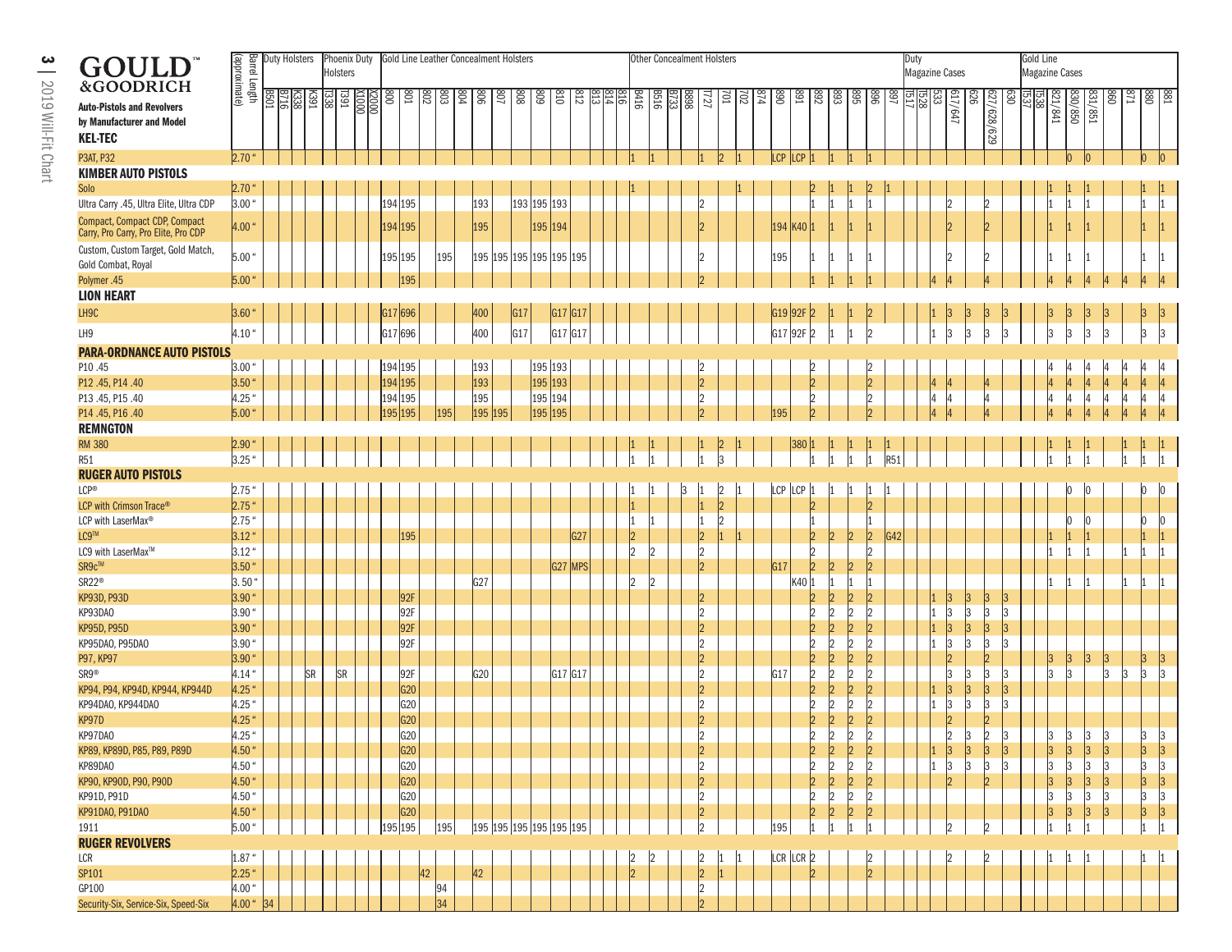# GOULD &GOODRICH

**Auto-Pistols and Revolvers by Manufacturer and Model**

| Model | Barrel Length (approximate) | Duty Holsters | | | | Phoenix Duty Holsters | | | | Gold Line Leather Concealment Holsters | | | | | | | | | | | | | | Other Concealment Holsters | | | | | | | | | | | | | | | Duty Magazine Cases | | | | | | | Gold Line Magazine Cases | | | | | | | | |
|---|---|---|---|---|---|---|---|---|---|---|---|---|---|---|---|---|---|---|---|---|---|---|---|---|---|---|---|---|---|---|---|---|---|---|---|---|---|---|---|---|---|---|---|---|---|---|---|---|---|---|---|---|---|---|
| | | B501 | B716 | K338 | K391 | T338 | T391 | X1000 | X2000 | 800 | 801 | 802 | 803 | 804 | 806 | 807 | 808 | 809 | 810 | 812 | 813 | 814 | 816 | B416 | B516 | B733 | B898 | T727 | 701 | 702 | 874 | 890 | 891 | 892 | 893 | 895 | 896 | 897 | T517 | T528 | 533 | 617/647 | 626 | 627/628/629 | 630 | T537 | T538 | 821/841 | 830/850 | 831/851 | 860 | 871 | 880 | 881 |
| **KEL-TEC** | | | | | | | | | | | | | | | | | | | | | | | | | | | | | | | | | | | | | | | | | | | | | | | | | | | | | | |
| P3AT, P32 | 2.70" | | | | | | | | | | | | | | | | | | | | | | | 1 | 1 | | | 1 | 2 | 1 | | LCP | LCP | 1 | 1 | 1 | 1 | | | | | | | | | | | | 0 | 0 | | | 0 | 0 |
| **KIMBER AUTO PISTOLS** | | | | | | | | | | | | | | | | | | | | | | | | | | | | | | | | | | | | | | | | | | | | | | | | | | | | | | |
| Solo | 2.70" | | | | | | | | | | | | | | | | | | | | | | | 1 | | | | | | 1 | | | | 2 | 1 | 1 | 2 | 1 | | | | | | | | | | 1 | 1 | 1 | | | 1 | 1 |
| Ultra Carry .45, Ultra Elite, Ultra CDP | 3.00" | | | | | | | | | 194 | 195 | | | | 193 | | 193 | 195 | 193 | | | | | | | | | 2 | | | | | | 1 | 1 | 1 | 1 | | | | | 2 | | 2 | | | | 1 | 1 | 1 | | | 1 | 1 |
| Compact, Compact CDP, Compact Carry, Pro Carry, Pro Elite, Pro CDP | 4.00" | | | | | | | | | 194 | 195 | | | | 195 | | | 195 | 194 | | | | | | | | | 2 | | | | 194 | K40 | 1 | 1 | 1 | 1 | | | | | 2 | | 2 | | | | 1 | 1 | 1 | | | 1 | 1 |
| Custom, Custom Target, Gold Match, Gold Combat, Royal | 5.00" | | | | | | | | | 195 | 195 | | 195 | | 195 | 195 | 195 | 195 | 195 | 195 | | | | | | | | 2 | | | | 195 | | 1 | 1 | 1 | 1 | | | | | 2 | | 2 | | | | 1 | 1 | 1 | | | 1 | 1 |
| Polymer .45 | 5.00" | | | | | | | | | | 195 | | | | | | | | | | | | | | | | | 2 | | | | | | 1 | 1 | 1 | 1 | | | | 4 | 4 | | 4 | | | | 4 | 4 | 4 | 4 | 4 | 4 | 4 |
| **LION HEART** | | | | | | | | | | | | | | | | | | | | | | | | | | | | | | | | | | | | | | | | | | | | | | | | | | | | | | |
| LH9C | 3.60" | | | | | | | | | G17 | 696 | | | | 400 | | G17 | | G17 | G17 | | | | | | | | | | | | G19 | 92F | 2 | 1 | 1 | 2 | | | | 1 | 3 | 3 | 3 | 3 | | | 3 | 3 | 3 | 3 | | 3 | 3 |
| LH9 | 4.10" | | | | | | | | | G17 | 696 | | | | 400 | | G17 | | G17 | G17 | | | | | | | | | | | | G17 | 92F | 2 | 1 | 1 | 2 | | | | 1 | 3 | 3 | 3 | 3 | | | 3 | 3 | 3 | 3 | | 3 | 3 |
| **PARA-ORDNANCE AUTO PISTOLS** | | | | | | | | | | | | | | | | | | | | | | | | | | | | | | | | | | | | | | | | | | | | | | | | | | | | | | |
| P10 .45 | 3.00" | | | | | | | | | 194 | 195 | | | | 193 | | | 195 | 193 | | | | | | | | | 2 | | | | | | 2 | | | 2 | | | | | | | | | | | 4 | 4 | 4 | 4 | 4 | 4 | 4 |
| P12 .45, P14 .40 | 3.50" | | | | | | | | | 194 | 195 | | | | 193 | | | 195 | 193 | | | | | | | | | 2 | | | | | | 2 | | | 2 | | | | 4 | 4 | | 4 | | | | 4 | 4 | 4 | 4 | 4 | 4 | 4 |
| P13 .45, P15 .40 | 4.25" | | | | | | | | | 194 | 195 | | | | 195 | | | 195 | 194 | | | | | | | | | 2 | | | | | | 2 | | | 2 | | | | 4 | 4 | | 4 | | | | 4 | 4 | 4 | 4 | 4 | 4 | 4 |
| P14 .45, P16 .40 | 5.00" | | | | | | | | | 195 | 195 | | 195 | | 195 | 195 | | 195 | 195 | | | | | | | | | 2 | | | | 195 | | 2 | | | 2 | | | | 4 | 4 | | 4 | | | | 4 | 4 | 4 | 4 | 4 | 4 | 4 |
| **REMNGTON** | | | | | | | | | | | | | | | | | | | | | | | | | | | | | | | | | | | | | | | | | | | | | | | | | | | | | | |
| RM 380 | 2.90" | | | | | | | | | | | | | | | | | | | | | | | 1 | 1 | | | 1 | 2 | 1 | | | 380 | 1 | 1 | 1 | 1 | 1 | | | | | | | | | | 1 | 1 | 1 | | 1 | 1 | 1 |
| R51 | 3.25" | | | | | | | | | | | | | | | | | | | | | | | 1 | 1 | | | 1 | 3 | | | | | 1 | 1 | 1 | 1 | R51 | | | | | | | | | | 1 | 1 | 1 | | 1 | 1 | 1 |
| **RUGER AUTO PISTOLS** | | | | | | | | | | | | | | | | | | | | | | | | | | | | | | | | | | | | | | | | | | | | | | | | | | | | | | |
| LCP® | 2.75" | | | | | | | | | | | | | | | | | | | | | | | 1 | 1 | | 3 | 1 | 2 | 1 | | LCP | LCP | 1 | 1 | 1 | 1 | 1 | | | | | | | | | | | 0 | 0 | | | 0 | 0 |
| LCP with Crimson Trace® | 2.75" | | | | | | | | | | | | | | | | | | | | | | | 1 | | | | 1 | 2 | | | | | 2 | | | 2 | | | | | | | | | | | | | | | | | |
| LCP with LaserMax® | 2.75" | | | | | | | | | | | | | | | | | | | | | | | 1 | 1 | | | 1 | 2 | | | | | 1 | | | 1 | | | | | | | | | | | | 0 | 0 | | | 0 | 0 |
| LC9™ | 3.12" | | | | | | | | | | 195 | | | | | | | | | G27 | | | | 2 | | | | 2 | 1 | 1 | | | | 2 | 2 | 2 | 2 | G42 | | | | | | | | | | 1 | 1 | 1 | | | 1 | 1 |
| LC9 with LaserMax™ | 3.12" | | | | | | | | | | | | | | | | | | | | | | | 2 | 2 | | | 2 | | | | | | 2 | | | 2 | | | | | | | | | | | 1 | 1 | 1 | | 1 | 1 | 1 |
| SR9c™ | 3.50" | | | | | | | | | | | | | | | | | | G27 | MPS | | | | | | | | 2 | | | | G17 | | 2 | 2 | 2 | 2 | | | | | | | | | | | | | | | | | |
| SR22® | 3.50" | | | | | | | | | | | | | | G27 | | | | | | | | | 2 | 2 | | | | | | | | K40 | 1 | 1 | 1 | 1 | | | | | | | | | | | 1 | 1 | 1 | | 1 | 1 | 1 |
| KP93D, P93D | 3.90" | | | | | | | | | | 92F | | | | | | | | | | | | | | | | | 2 | | | | | | 2 | 2 | 2 | 2 | | | | 1 | 3 | 3 | 3 | 3 | | | | | | | | | |
| KP93DAO | 3.90" | | | | | | | | | | 92F | | | | | | | | | | | | | | | | | 2 | | | | | | 2 | 2 | 2 | 2 | | | | 1 | 3 | 3 | 3 | 3 | | | | | | | | | |
| KP95D, P95D | 3.90" | | | | | | | | | | 92F | | | | | | | | | | | | | | | | | 2 | | | | | | 2 | 2 | 2 | 2 | | | | 1 | 3 | 3 | 3 | 3 | | | | | | | | | |
| KP95DAO, P95DAO | 3.90" | | | | | | | | | | 92F | | | | | | | | | | | | | | | | | 2 | | | | | | 2 | 2 | 2 | 2 | | | | 1 | 3 | 3 | 3 | 3 | | | | | | | | | |
| P97, KP97 | 3.90" | | | | | | | | | | | | | | | | | | | | | | | | | | | 2 | | | | | | 2 | 2 | 2 | 2 | | | | | 2 | | 2 | | | | 3 | 3 | 3 | 3 | | 3 | 3 |
| SR9® | 4.14" | | | | SR | | SR | | | | 92F | | | | G20 | | | | G17 | G17 | | | | | | | | 2 | | | | G17 | | 2 | 2 | 2 | 2 | | | | | 3 | 3 | 3 | 3 | | | 3 | 3 | | 3 | 3 | 3 | 3 |
| KP94, P94, KP94D, KP944, KP944D | 4.25" | | | | | | | | | | G20 | | | | | | | | | | | | | | | | | 2 | | | | | | 2 | 2 | 2 | 2 | | | | 1 | 3 | 3 | 3 | 3 | | | | | | | | | |
| KP94DAO, KP944DAO | 4.25" | | | | | | | | | | G20 | | | | | | | | | | | | | | | | | 2 | | | | | | 2 | 2 | 2 | 2 | | | | 1 | 3 | 3 | 3 | 3 | | | | | | | | | |
| KP97D | 4.25" | | | | | | | | | | G20 | | | | | | | | | | | | | | | | | 2 | | | | | | 2 | 2 | 2 | 2 | | | | | 2 | | 2 | | | | | | | | | | |
| KP97DAO | 4.25" | | | | | | | | | | G20 | | | | | | | | | | | | | | | | | 2 | | | | | | 2 | 2 | 2 | 2 | | | | | 2 | 3 | 2 | 3 | | | 3 | 3 | 3 | 3 | | 3 | 3 |
| KP89, KP89D, P85, P89, P89D | 4.50" | | | | | | | | | | G20 | | | | | | | | | | | | | | | | | 2 | | | | | | 2 | 2 | 2 | 2 | | | | 1 | 3 | 3 | 3 | 3 | | | 3 | 3 | 3 | 3 | | 3 | 3 |
| KP89DAO | 4.50" | | | | | | | | | | G20 | | | | | | | | | | | | | | | | | 2 | | | | | | 2 | 2 | 2 | 2 | | | | 1 | 3 | 3 | 3 | 3 | | | 3 | 3 | 3 | 3 | | 3 | 3 |
| KP90, KP90D, P90, P90D | 4.50" | | | | | | | | | | G20 | | | | | | | | | | | | | | | | | 2 | | | | | | 2 | 2 | 2 | 2 | | | | | 2 | | 2 | | | | 3 | 3 | 3 | 3 | | 3 | 3 |
| KP91D, P91D | 4.50" | | | | | | | | | | G20 | | | | | | | | | | | | | | | | | 2 | | | | | | 2 | 2 | 2 | 2 | | | | | | | | | | | 3 | 3 | 3 | 3 | | 3 | 3 |
| KP91DAO, P91DAO | 4.50" | | | | | | | | | | G20 | | | | | | | | | | | | | | | | | 2 | | | | | | 2 | 2 | 2 | 2 | | | | | | | | | | | 3 | 3 | 3 | 3 | | 3 | 3 |
| 1911 | 5.00" | | | | | | | | | 195 | 195 | | 195 | | 195 | 195 | 195 | 195 | 195 | 195 | | | | | | | | 2 | | | | 195 | | 1 | 1 | 1 | 1 | | | | | 2 | | 2 | | | | 1 | 1 | 1 | | | 1 | 1 |
| **RUGER REVOLVERS** | | | | | | | | | | | | | | | | | | | | | | | | | | | | | | | | | | | | | | | | | | | | | | | | | | | | | | |
| LCR | 1.87" | | | | | | | | | | | | | | | | | | | | | | | 2 | 2 | | | 2 | 1 | 1 | | LCR | LCR | 2 | | | 2 | | | | | 2 | | 2 | | | | 1 | 1 | 1 | | | 1 | 1 |
| SP101 | 2.25" | | | | | | | | | | | 42 | | | 42 | | | | | | | | | 2 | | | | 2 | 1 | | | | | 2 | | | 2 | | | | | | | | | | | | | | | | | |
| GP100 | 4.00" | | | | | | | | | | | | 94 | | | | | | | | | | | | | | | 2 | | | | | | | | | | | | | | | | | | | | | | | | | | |
| Security-Six, Service-Six, Speed-Six | 4.00" | 34 | | | | | | | | | | | 34 | | | | | | | | | | | | | | | 2 | | | | | | | | | | | | | | | | | | | | | | | | | | |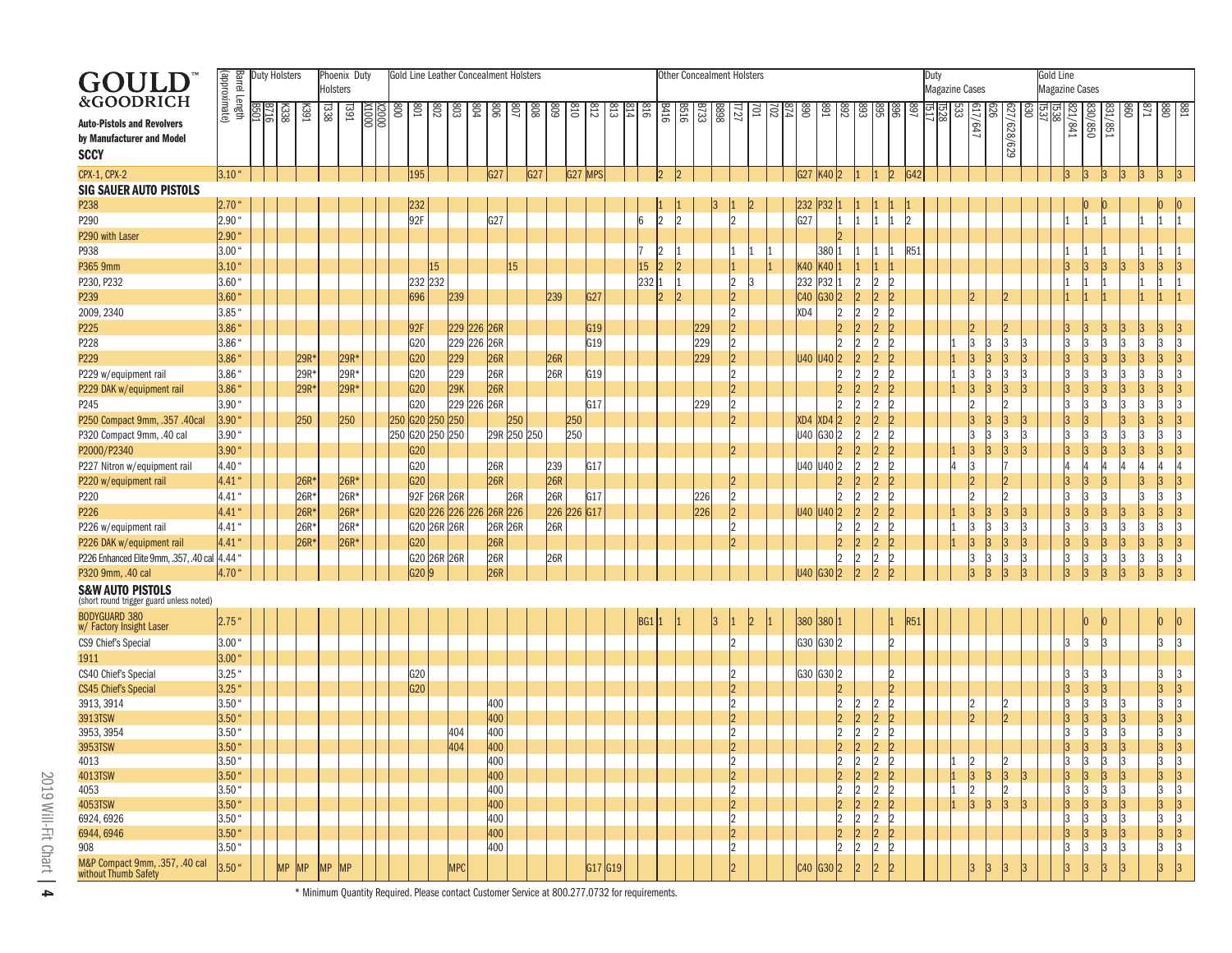| GOULD™ &GOODRICH Auto-Pistols and Revolvers by Manufacturer and Model | Barrel Length (approximate) | Duty Holsters | | | | Phoenix Duty Holsters | | | | Gold Line Leather Concealment Holsters | | | | | | | | | | | | | | Other Concealment Holsters | | | | | | | | | | | | | | | Duty Magazine Cases | | | | | | | Gold Line Magazine Cases | | | | | | | | |
|---|---|---|---|---|---|---|---|---|---|---|---|---|---|---|---|---|---|---|---|---|---|---|---|---|---|---|---|---|---|---|---|---|---|---|---|---|---|---|---|---|---|---|---|---|---|---|---|---|---|---|---|---|---|---|
| | | B501 | B716 | K338 | K391 | T338 | T391 | X1000 | X2000 | 800 | 801 | 802 | 803 | 804 | 806 | 807 | 808 | 809 | 810 | 812 | 813 | 814 | 816 | B416 | B516 | B733 | B898 | T727 | 701 | 702 | 874 | 890 | 891 | 892 | 893 | 895 | 896 | 897 | T517 | T528 | 533 | 617/647 | 626 | 627/628/629 | 630 | T537 | T538 | 821/841 | 830/850 | 831/851 | 860 | 871 | 880 | 881 |
| **SCCY** | | | | | | | | | | | | | | | | | | | | | | | | | | | | | | | | | | | | | | | | | | | | | | | | | | | | | | |
| CPX-1, CPX-2 | 3.10" | | | | | | | | | | 195 | | | | G27 | | G27 | | G27 | MPS | | | | 2 | 2 | | | | | | | G27 | K40 | 2 | 1 | 1 | 2 | G42 | | | | | | | | | | 3 | 3 | 3 | 3 | 3 | 3 | 3 |
| **SIG SAUER AUTO PISTOLS** | | | | | | | | | | | | | | | | | | | | | | | | | | | | | | | | | | | | | | | | | | | | | | | | | | | | | | |
| P238 | 2.70" | | | | | | | | | | 232 | | | | | | | | | | | | | 1 | 1 | | 3 | 1 | 2 | | | 232 | P32 | 1 | 1 | 1 | 1 | 1 | | | | | | | | | | | 0 | 0 | | | 0 | 0 |
| P290 | 2.90" | | | | | | | | | | 92F | | | | G27 | | | | | | | | 6 | 2 | 2 | | | 2 | | | | G27 | | 1 | 1 | 1 | 1 | 2 | | | | | | | | | | 1 | 1 | 1 | | 1 | 1 | 1 |
| P290 with Laser | 2.90" | | | | | | | | | | | | | | | | | | | | | | | | | | | | | | | | | 2 | | | | | | | | | | | | | | | | | | | | |
| P938 | 3.00" | | | | | | | | | | | | | | | | | | | | | | 7 | 2 | 1 | | | 1 | 1 | 1 | | | 380 | 1 | 1 | 1 | 1 | R51 | | | | | | | | | | 1 | 1 | 1 | | 1 | 1 | 1 |
| P365 9mm | 3.10" | | | | | | | | | | | 15 | | | | 15 | | | | | | | 15 | 2 | 2 | | | 1 | | 1 | | K40 | K40 | 1 | | 1 | 1 | | | | | | | | | | | 3 | 3 | 3 | 3 | 3 | 3 | 3 |
| P230, P232 | 3.60" | | | | | | | | | | 232 | 232 | | | | | | | | | | | 232 | 1 | 1 | | | 2 | 3 | | | 232 | P32 | 1 | 2 | 2 | 2 | | | | | | | | | | | 1 | 1 | 1 | | 1 | 1 | 1 |
| P239 | 3.60" | | | | | | | | | | 696 | | 239 | | | | | 239 | | G27 | | | | 2 | 2 | | | 2 | | | | C40 | G30 | 2 | 2 | 2 | 2 | | | | | 2 | | 2 | | | | 1 | 1 | 1 | | 1 | 1 | 1 |
| 2009, 2340 | 3.85" | | | | | | | | | | | | | | | | | | | | | | | | | | | 2 | | | | XD4 | | 2 | 2 | 2 | 2 | | | | | | | | | | | | | | | | | |
| P225 | 3.86" | | | | | | | | | | 92F | | 229 | 226 | 26R | | | | | G19 | | | | | | 229 | | 2 | | | | | | 2 | 2 | 2 | 2 | | | | | 2 | | 2 | | | | 3 | 3 | 3 | 3 | 3 | 3 | 3 |
| P228 | 3.86" | | | | | | | | | | G20 | | 229 | 226 | 26R | | | | | G19 | | | | | | 229 | | 2 | | | | | | 2 | 2 | 2 | 2 | | | | 1 | 3 | 3 | 3 | 3 | | | 3 | 3 | 3 | 3 | 3 | 3 | 3 |
| P229 | 3.86" | | | | 29R* | | 29R* | | | | G20 | | 229 | | 26R | | | 26R | | | | | | | | 229 | | 2 | | | | U40 | U40 | 2 | 2 | 2 | 2 | | | | 1 | 3 | 3 | 3 | 3 | | | 3 | 3 | 3 | 3 | 3 | 3 | 3 |
| P229 w/equipment rail | 3.86" | | | | 29R* | | 29R* | | | | G20 | | 229 | | 26R | | | 26R | | G19 | | | | | | | | 2 | | | | | | 2 | 2 | 2 | 2 | | | | 1 | 3 | 3 | 3 | 3 | | | 3 | 3 | 3 | 3 | 3 | 3 | 3 |
| P229 DAK w/equipment rail | 3.86" | | | | 29R* | | 29R* | | | | G20 | | 29K | | 26R | | | | | | | | | | | | | 2 | | | | | | 2 | 2 | 2 | 2 | | | | 1 | 3 | 3 | 3 | 3 | | | 3 | 3 | 3 | 3 | 3 | 3 | 3 |
| P245 | 3.90" | | | | | | | | | | G20 | | 229 | 226 | 26R | | | | | G17 | | | | | | 229 | | 2 | | | | | | 2 | 2 | 2 | 2 | | | | | 2 | | 2 | | | | 3 | 3 | 3 | 3 | 3 | 3 | 3 |
| P250 Compact 9mm, .357 .40cal | 3.90" | | | | 250 | | 250 | | | 250 | G20 | 250 | 250 | | | 250 | | | 250 | | | | | | | | | 2 | | | | XD4 | XD4 | 2 | 2 | 2 | 2 | | | | | 3 | 3 | 3 | 3 | | | 3 | 3 | | 3 | 3 | 3 | 3 |
| P320 Compact 9mm, .40 cal | 3.90" | | | | | | | | | 250 | G20 | 250 | 250 | | 29R | 250 | 250 | | 250 | | | | | | | | | | | | | U40 | G30 | 2 | 2 | 2 | 2 | | | | | 3 | 3 | 3 | 3 | | | 3 | 3 | 3 | 3 | 3 | 3 | 3 |
| P2000/P2340 | 3.90" | | | | | | | | | | G20 | | | | | | | | | | | | | | | | | 2 | | | | | | 2 | 2 | 2 | 2 | | | | 1 | 3 | 3 | 3 | 3 | | | 3 | 3 | 3 | 3 | 3 | 3 | 3 |
| P227 Nitron w/equipment rail | 4.40" | | | | | | | | | | G20 | | | | 26R | | | 239 | | G17 | | | | | | | | | | | | U40 | U40 | 2 | 2 | 2 | 2 | | | | 4 | 3 | | 7 | | | | 4 | 4 | 4 | 4 | 4 | 4 | 4 |
| P220 w/equipment rail | 4.41" | | | | 26R* | | 26R* | | | | G20 | | | | 26R | | | 26R | | | | | | | | | | 2 | | | | | | 2 | 2 | 2 | 2 | | | | | 2 | | 2 | | | | 3 | 3 | 3 | | 3 | 3 | 3 |
| P220 | 4.41" | | | | 26R* | | 26R* | | | | 92F | 26R | 26R | | | 26R | | 26R | | G17 | | | | | | 226 | | 2 | | | | | | 2 | 2 | 2 | 2 | | | | | 2 | | 2 | | | | 3 | 3 | 3 | | 3 | 3 | 3 |
| P226 | 4.41" | | | | 26R* | | 26R* | | | | G20 | 226 | 226 | 226 | 26R | 226 | | 226 | 226 | G17 | | | | | | 226 | | 2 | | | | U40 | U40 | 2 | 2 | 2 | 2 | | | | 1 | 3 | 3 | 3 | 3 | | | 3 | 3 | 3 | 3 | 3 | 3 | 3 |
| P226 w/equipment rail | 4.41" | | | | 26R* | | 26R* | | | | G20 | 26R | 26R | | 26R | 26R | | 26R | | | | | | | | | | 2 | | | | | | 2 | 2 | 2 | 2 | | | | 1 | 3 | 3 | 3 | 3 | | | 3 | 3 | 3 | 3 | 3 | 3 | 3 |
| P226 DAK w/equipment rail | 4.41" | | | | 26R* | | 26R* | | | | G20 | | | | 26R | | | | | | | | | | | | | 2 | | | | | | 2 | 2 | 2 | 2 | | | | 1 | 3 | 3 | 3 | 3 | | | 3 | 3 | 3 | 3 | 3 | 3 | 3 |
| P226 Enhanced Elite 9mm, .357, .40 cal | 4.44" | | | | | | | | | | G20 | 26R | 26R | | 26R | | | 26R | | | | | | | | | | | | | | | | 2 | 2 | 2 | 2 | | | | | 3 | 3 | 3 | 3 | | | 3 | 3 | 3 | 3 | 3 | 3 | 3 |
| P320 9mm, .40 cal | 4.70" | | | | | | | | | | G20 | 9 | | | 26R | | | | | | | | | | | | | | | | | U40 | G30 | 2 | 2 | 2 | 2 | | | | | 3 | 3 | 3 | 3 | | | 3 | 3 | 3 | 3 | 3 | 3 | 3 |
| **S&W AUTO PISTOLS** (short round trigger guard unless noted) | | | | | | | | | | | | | | | | | | | | | | | | | | | | | | | | | | | | | | | | | | | | | | | | | | | | | | |
| BODYGUARD 380 w/ Factory Insight Laser | 2.75" | | | | | | | | | | | | | | | | | | | | | | BG1 | 1 | 1 | | 3 | 1 | 2 | 1 | | 380 | 380 | 1 | | | 1 | R51 | | | | | | | | | | | 0 | 0 | | | 0 | 0 |
| CS9 Chief's Special | 3.00" | | | | | | | | | | | | | | | | | | | | | | | | | | | 2 | | | | G30 | G30 | 2 | | | 2 | | | | | | | | | | | 3 | 3 | 3 | | | 3 | 3 |
| 1911 | 3.00" | | | | | | | | | | | | | | | | | | | | | | | | | | | | | | | | | | | | | | | | | | | | | | | | | | | | | |
| CS40 Chief's Special | 3.25" | | | | | | | | | | G20 | | | | | | | | | | | | | | | | | 2 | | | | G30 | G30 | 2 | | | 2 | | | | | | | | | | | 3 | 3 | 3 | | | 3 | 3 |
| CS45 Chief's Special | 3.25" | | | | | | | | | | G20 | | | | | | | | | | | | | | | | | 2 | | | | | | 2 | | | 2 | | | | | | | | | | | 3 | 3 | 3 | | | 3 | 3 |
| 3913, 3914 | 3.50" | | | | | | | | | | | | | | 400 | | | | | | | | | | | | | 2 | | | | | | 2 | 2 | 2 | 2 | | | | | 2 | | 2 | | | | 3 | 3 | 3 | 3 | | 3 | 3 |
| 3913TSW | 3.50" | | | | | | | | | | | | | | 400 | | | | | | | | | | | | | 2 | | | | | | 2 | 2 | 2 | 2 | | | | | 2 | | 2 | | | | 3 | 3 | 3 | 3 | | 3 | 3 |
| 3953, 3954 | 3.50" | | | | | | | | | | | | 404 | | 400 | | | | | | | | | | | | | 2 | | | | | | 2 | 2 | 2 | 2 | | | | | | | | | | | 3 | 3 | 3 | 3 | | 3 | 3 |
| 3953TSW | 3.50" | | | | | | | | | | | | 404 | | 400 | | | | | | | | | | | | | 2 | | | | | | 2 | 2 | 2 | 2 | | | | | | | | | | | 3 | 3 | 3 | 3 | | 3 | 3 |
| 4013 | 3.50" | | | | | | | | | | | | | | 400 | | | | | | | | | | | | | 2 | | | | | | 2 | 2 | 2 | 2 | | | | 1 | 2 | | 2 | | | | 3 | 3 | 3 | 3 | | 3 | 3 |
| 4013TSW | 3.50" | | | | | | | | | | | | | | 400 | | | | | | | | | | | | | 2 | | | | | | 2 | 2 | 2 | 2 | | | | 1 | 3 | 3 | 3 | 3 | | | 3 | 3 | 3 | 3 | | 3 | 3 |
| 4053 | 3.50" | | | | | | | | | | | | | | 400 | | | | | | | | | | | | | 2 | | | | | | 2 | 2 | 2 | 2 | | | | 1 | 2 | | 2 | | | | 3 | 3 | 3 | 3 | | 3 | 3 |
| 4053TSW | 3.50" | | | | | | | | | | | | | | 400 | | | | | | | | | | | | | 2 | | | | | | 2 | 2 | 2 | 2 | | | | 1 | 3 | 3 | 3 | 3 | | | 3 | 3 | 3 | 3 | | 3 | 3 |
| 6924, 6926 | 3.50" | | | | | | | | | | | | | | 400 | | | | | | | | | | | | | 2 | | | | | | 2 | 2 | 2 | 2 | | | | | | | | | | | 3 | 3 | 3 | 3 | | 3 | 3 |
| 6944, 6946 | 3.50" | | | | | | | | | | | | | | 400 | | | | | | | | | | | | | 2 | | | | | | 2 | 2 | 2 | 2 | | | | | | | | | | | 3 | 3 | 3 | 3 | | 3 | 3 |
| 908 | 3.50" | | | | | | | | | | | | | | 400 | | | | | | | | | | | | | 2 | | | | | | 2 | 2 | 2 | 2 | | | | | | | | | | | 3 | 3 | 3 | 3 | | 3 | 3 |
| M&P Compact 9mm, .357, .40 cal without Thumb Safety | 3.50" | | | MP | MP | MP | MP | | | | | | MPC | | | | | | | G17 | G19 | | | | | | | 2 | | | | C40 | G30 | 2 | 2 | 2 | 2 | | | | | 3 | 3 | 3 | 3 | | | 3 | 3 | 3 | 3 | | 3 | 3 |

\* Minimum Quantity Required. Please contact Customer Service at 800.277.0732 for requirements.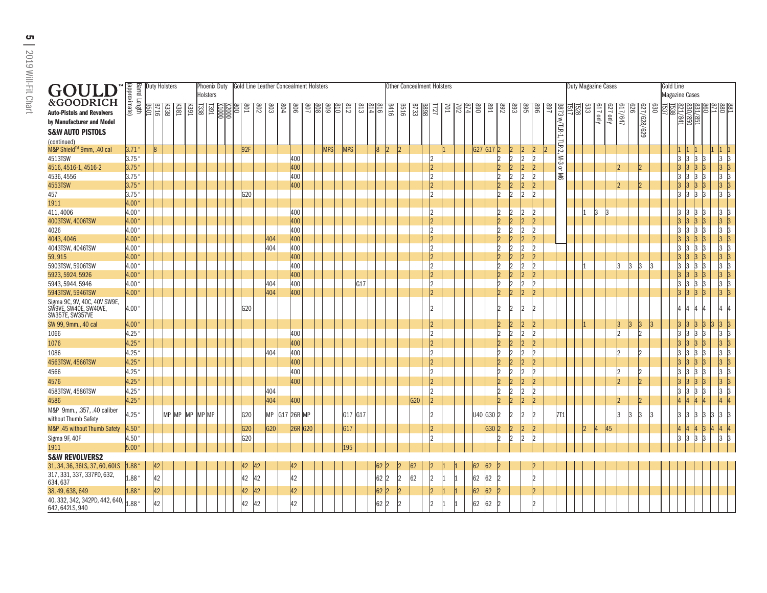# GOULD™ &GOODRICH

**Auto-Pistols and Revolvers by Manufacturer and Model**

| Model | Barrel Length (approximate) | Duty Holsters | | | | | Phoenix Duty Holsters | | | | Gold Line Leather Concealment Holsters | | | | | | | | | | | | | Other Concealment Holsters | | | | | | | | | | | | | | | | | Duty Magazine Cases | | | | | | | | | Gold Line Magazine Cases | | | | | | | | |
|---|---|---|---|---|---|---|---|---|---|---|---|---|---|---|---|---|---|---|---|---|---|---|---|---|---|---|---|---|---|---|---|---|---|---|---|---|---|---|---|---|---|---|---|---|---|---|---|---|---|---|---|---|---|---|---|---|---|---|
| | | B501 | B716 | K338 | K381 | K391 | T338 | T391 | X1000 | X2000 | 800 | 801 | 802 | 803 | 804 | 806 | 807 | 808 | 809 | 810 | 812 | 813 | 814 | 816 | B416 | B516 | B733 | B898 | T727 | 701 | 702 | 874 | 890 | 891 | 892 | 893 | 895 | 896 | 897 | B873 w/TLR-1, TLR-2, M-3 or M6 | T517 | T528 | 533 | 617 only | 627 only | 617/647 | 626 | 627/628/629 | 630 | T537 | T538 | 821/841 | 830/850 | 831/851 | 860 | 871 | 880 | 881 |
| **S&W AUTO PISTOLS (continued)** | | | | | | | | | | | | | | | | | | | | | | | | | | | | | | | | | | | | | | | | | | | | | | | | | | | | | | | | | | |
| M&P Shield™ 9mm, .40 cal | 3.71" | | 8 | | | | | | | | | 92F | | | | | | | MPS | | MPS | | | 8 | 2 | 2 | | | | 1 | | | G27 | G17 | 2 | 2 | 2 | 2 | 2 | | | | | | | | | | | | | 1 | 1 | 1 | | 1 | 1 | 1 |
| 4513TSW | 3.75" | | | | | | | | | | | | | | | 400 | | | | | | | | | | | | | 2 | | | | | | 2 | 2 | 2 | 2 | | | | | | | | | | | | | | 3 | 3 | 3 | 3 | | 3 | 3 |
| 4516, 4516-1, 4516-2 | 3.75" | | | | | | | | | | | | | | | 400 | | | | | | | | | | | | | 2 | | | | | | 2 | 2 | 2 | 2 | | | | | | | | 2 | | 2 | | | | 3 | 3 | 3 | 3 | | 3 | 3 |
| 4536, 4556 | 3.75" | | | | | | | | | | | | | | | 400 | | | | | | | | | | | | | 2 | | | | | | 2 | 2 | 2 | 2 | | | | | | | | | | | | | | 3 | 3 | 3 | 3 | | 3 | 3 |
| 4553TSW | 3.75" | | | | | | | | | | | | | | | 400 | | | | | | | | | | | | | 2 | | | | | | 2 | 2 | 2 | 2 | | | | | | | | 2 | | 2 | | | | 3 | 3 | 3 | 3 | | 3 | 3 |
| 457 | 3.75" | | | | | | | | | | | G20 | | | | | | | | | | | | | | | | | 2 | | | | | | 2 | 2 | 2 | 2 | | | | | | | | | | | | | | 3 | 3 | 3 | 3 | | 3 | 3 |
| 1911 | 4.00" | | | | | | | | | | | | | | | | | | | | | | | | | | | | | | | | | | | | | | | | | | | | | | | | | | | | | | | | | |
| 411, 4006 | 4.00" | | | | | | | | | | | | | | | 400 | | | | | | | | | | | | | 2 | | | | | | 2 | 2 | 2 | 2 | | | | | 1 | 3 | 3 | | | | | | | 3 | 3 | 3 | 3 | | 3 | 3 |
| 4003TSW, 4006TSW | 4.00" | | | | | | | | | | | | | | | 400 | | | | | | | | | | | | | 2 | | | | | | 2 | 2 | 2 | 2 | | | | | | | | | | | | | | 3 | 3 | 3 | 3 | | 3 | 3 |
| 4026 | 4.00" | | | | | | | | | | | | | | | 400 | | | | | | | | | | | | | 2 | | | | | | 2 | 2 | 2 | 2 | | | | | | | | | | | | | | 3 | 3 | 3 | 3 | | 3 | 3 |
| 4043, 4046 | 4.00" | | | | | | | | | | | | | 404 | | 400 | | | | | | | | | | | | | 2 | | | | | | 2 | 2 | 2 | 2 | | | | | | | | | | | | | | 3 | 3 | 3 | 3 | | 3 | 3 |
| 4043TSW, 4046TSW | 4.00" | | | | | | | | | | | | | 404 | | 400 | | | | | | | | | | | | | 2 | | | | | | 2 | 2 | 2 | 2 | | | | | | | | | | | | | | 3 | 3 | 3 | 3 | | 3 | 3 |
| 59, 915 | 4.00" | | | | | | | | | | | | | | | 400 | | | | | | | | | | | | | 2 | | | | | | 2 | 2 | 2 | 2 | | | | | | | | | | | | | | 3 | 3 | 3 | 3 | | 3 | 3 |
| 5903TSW, 5906TSW | 4.00" | | | | | | | | | | | | | | | 400 | | | | | | | | | | | | | 2 | | | | | | 2 | 2 | 2 | 2 | | | | | 1 | | | 3 | 3 | 3 | 3 | | | 3 | 3 | 3 | 3 | | 3 | 3 |
| 5923, 5924, 5926 | 4.00" | | | | | | | | | | | | | | | 400 | | | | | | | | | | | | | 2 | | | | | | 2 | 2 | 2 | 2 | | | | | | | | | | | | | | 3 | 3 | 3 | 3 | | 3 | 3 |
| 5943, 5944, 5946 | 4.00" | | | | | | | | | | | | | 404 | | 400 | | | | | | G17 | | | | | | | 2 | | | | | | 2 | 2 | 2 | 2 | | | | | | | | | | | | | | 3 | 3 | 3 | 3 | | 3 | 3 |
| 5943TSW, 5946TSW | 4.00" | | | | | | | | | | | | | 404 | | 400 | | | | | | | | | | | | | 2 | | | | | | 2 | 2 | 2 | 2 | | | | | | | | | | | | | | 3 | 3 | 3 | 3 | | 3 | 3 |
| Sigma 9C, 9V, 40C, 40V SW9E, SW9VE, SW40E, SW40VE, SW357E, SW357VE | 4.00" | | | | | | | | | | | G20 | | | | | | | | | | | | | | | | | 2 | | | | | | 2 | 2 | 2 | 2 | | | | | | | | | | | | | | 4 | 4 | 4 | 4 | | 4 | 4 |
| SW 99, 9mm., 40 cal | 4.00" | | | | | | | | | | | | | | | | | | | | | | | | | | | | 2 | | | | | | 2 | 2 | 2 | 2 | | | | | 1 | | | 3 | 3 | 3 | 3 | | | 3 | 3 | 3 | 3 | 3 | 3 | 3 |
| 1066 | 4.25" | | | | | | | | | | | | | | | 400 | | | | | | | | | | | | | 2 | | | | | | 2 | 2 | 2 | 2 | | | | | | | | 2 | | 2 | | | | 3 | 3 | 3 | 3 | | 3 | 3 |
| 1076 | 4.25" | | | | | | | | | | | | | | | 400 | | | | | | | | | | | | | 2 | | | | | | 2 | 2 | 2 | 2 | | | | | | | | | | | | | | 3 | 3 | 3 | 3 | | 3 | 3 |
| 1086 | 4.25" | | | | | | | | | | | | | 404 | | 400 | | | | | | | | | | | | | 2 | | | | | | 2 | 2 | 2 | 2 | | | | | | | | 2 | | 2 | | | | 3 | 3 | 3 | 3 | | 3 | 3 |
| 4563TSW, 4566TSW | 4.25" | | | | | | | | | | | | | | | 400 | | | | | | | | | | | | | 2 | | | | | | 2 | 2 | 2 | 2 | | | | | | | | | | | | | | 3 | 3 | 3 | 3 | | 3 | 3 |
| 4566 | 4.25" | | | | | | | | | | | | | | | 400 | | | | | | | | | | | | | 2 | | | | | | 2 | 2 | 2 | 2 | | | | | | | | 2 | | 2 | | | | 3 | 3 | 3 | 3 | | 3 | 3 |
| 4576 | 4.25" | | | | | | | | | | | | | | | 400 | | | | | | | | | | | | | 2 | | | | | | 2 | 2 | 2 | 2 | | | | | | | | 2 | | 2 | | | | 3 | 3 | 3 | 3 | | 3 | 3 |
| 4583TSW, 4586TSW | 4.25" | | | | | | | | | | | | | 404 | | | | | | | | | | | | | | | 2 | | | | | | 2 | 2 | 2 | 2 | | | | | | | | | | | | | | 3 | 3 | 3 | 3 | | 3 | 3 |
| 4586 | 4.25" | | | | | | | | | | | | | 404 | | 400 | | | | | | | | | | | G20 | | 2 | | | | | | 2 | 2 | 2 | 2 | | | | | | | | 2 | | 2 | | | | 4 | 4 | 4 | 4 | | 4 | 4 |
| M&P 9mm., .357, .40 caliber without Thumb Safety | 4.25" | | | MP | MP | MP | MP | MP | | | | G20 | | MP | G17 | 26R | MP | | | | G17 | G17 | | | | | | | 2 | | | | U40 | G30 | 2 | 2 | 2 | 2 | | 7T1 | | | | | | 3 | 3 | 3 | 3 | | | 3 | 3 | 3 | 3 | 3 | 3 | 3 |
| M&P .45 without Thumb Safety | 4.50" | | | | | | | | | | | G20 | | G20 | | 26R | G20 | | | | G17 | | | | | | | | 2 | | | | | G30 | 2 | 2 | 2 | 2 | | | | | 2 | 4 | 45 | | | | | | | 4 | 4 | 4 | 3 | 4 | 4 | 4 |
| Sigma 9F, 40F | 4.50" | | | | | | | | | | | G20 | | | | | | | | | | | | | | | | | 2 | | | | | | 2 | 2 | 2 | 2 | | | | | | | | | | | | | | 3 | 3 | 3 | 3 | | 3 | 3 |
| 1911 | 5.00" | | | | | | | | | | | | | | | | | | | | 195 | | | | | | | | | | | | | | | | | | | | | | | | | | | | | | | | | | | | | |
| **S&W REVOLVERS[2]** | | | | | | | | | | | | | | | | | | | | | | | | | | | | | | | | | | | | | | | | | | | | | | | | | | | | | | | | | | |
| 31, 34, 36, 36LS, 37, 60, 60LS | 1.88" | | 42 | | | | | | | | | 42 | 42 | | | 42 | | | | | | | | 62 | 2 | 2 | 62 | | 2 | 1 | 1 | | 62 | 62 | 2 | | | 2 | | | | | | | | | | | | | | | | | | | | |
| 317, 331, 337, 337PD, 632, 634, 637 | 1.88" | | 42 | | | | | | | | | 42 | 42 | | | 42 | | | | | | | | 62 | 2 | 2 | 62 | | 2 | 1 | 1 | | 62 | 62 | 2 | | | 2 | | | | | | | | | | | | | | | | | | | | |
| 38, 49, 638, 649 | 1.88" | | 42 | | | | | | | | | 42 | 42 | | | 42 | | | | | | | | 62 | 2 | 2 | | | 2 | 1 | 1 | | 62 | 62 | 2 | | | 2 | | | | | | | | | | | | | | | | | | | | |
| 40, 332, 342, 342PD, 442, 640, 642, 642LS, 940 | 1.88" | | 42 | | | | | | | | | 42 | 42 | | | 42 | | | | | | | | 62 | 2 | 2 | | | 2 | 1 | 1 | | 62 | 62 | 2 | | | 2 | | | | | | | | | | | | | | | | | | | | |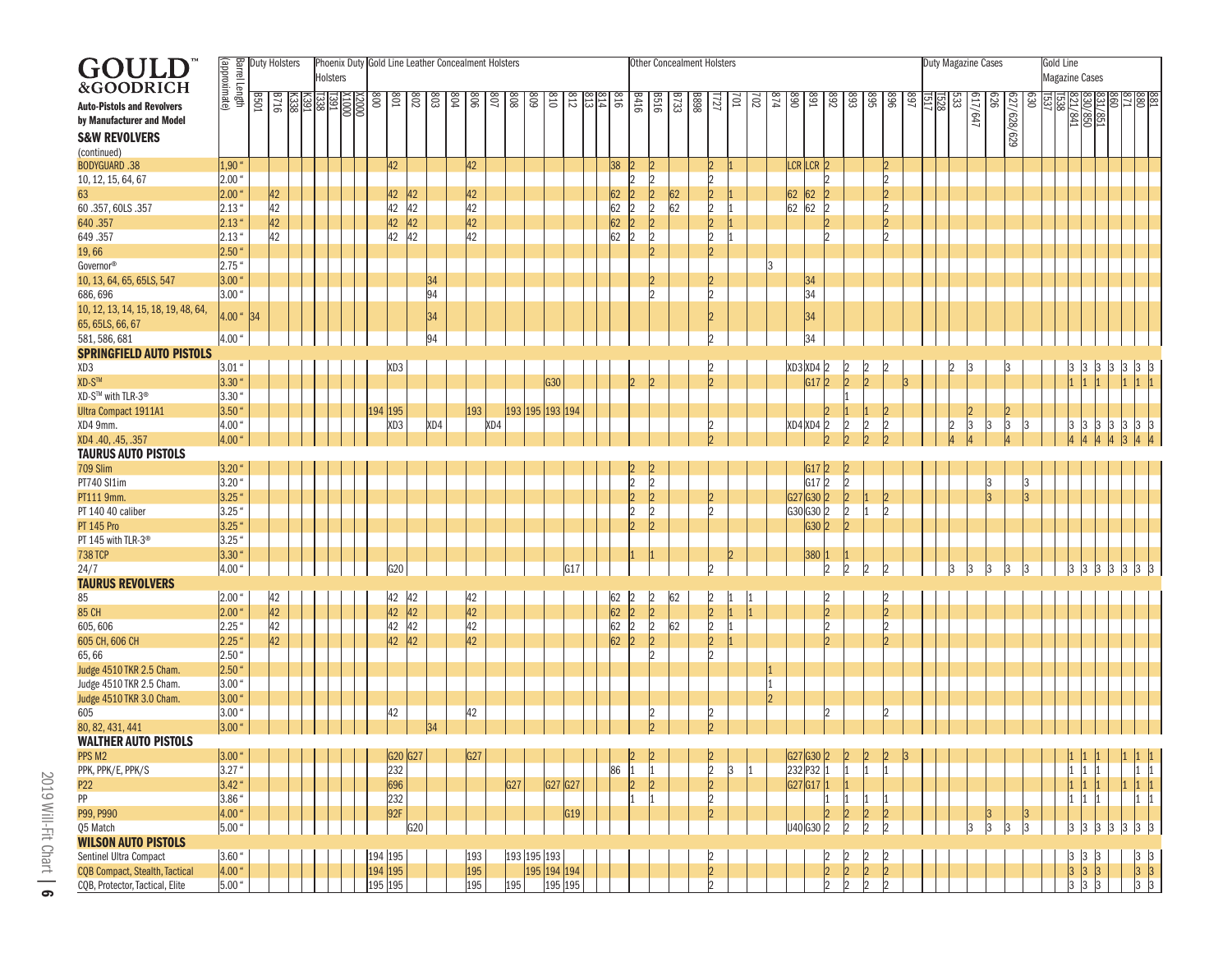# GOULD™ & GOODRICH

**Auto-Pistols and Revolvers by Manufacturer and Model**

| Model | Barrel Length (approximate) | Duty Holsters | | | | Phoenix Duty Holsters | | | | Gold Line Leather Concealment Holsters | | | | | | | | | | | | | | Other Concealment Holsters | | | | | | | | | | | | | | | Duty Magazine Cases | | | | | | | Gold Line Magazine Cases | | | | | | | | |
|---|---|---|---|---|---|---|---|---|---|---|---|---|---|---|---|---|---|---|---|---|---|---|---|---|---|---|---|---|---|---|---|---|---|---|---|---|---|---|---|---|---|---|---|---|---|---|---|---|---|---|---|---|---|---|
| | | B501 | B716 | K338 | K391 | T338 | T391 | X1000 | X2000 | 800 | 801 | 802 | 803 | 804 | 806 | 807 | 808 | 809 | 810 | 812 | 813 | 814 | 816 | B416 | B516 | B733 | B898 | T727 | 701 | 702 | 874 | 890 | 891 | 892 | 893 | 895 | 896 | 897 | T517 | T528 | 533 | 617/647 | 626 | 627/628/629 | 630 | T537 | T538 | 821/841 | 830/850 | 831/851 | 860 | 871 | 880 | 881 |
| **S&W REVOLVERS (continued)** | | | | | | | | | | | | | | | | | | | | | | | | | | | | | | | | | | | | | | | | | | | | | | | | | | | | | | |
| BODYGUARD .38 | 1.90" | | | | | | | | | | 42 | | | | 42 | | | | | | | | 38 | 2 | 2 | | | 2 | 1 | | | LCR | LCR | 2 | | | 2 | | | | | | | | | | | | | | | | | |
| 10, 12, 15, 64, 67 | 2.00" | | | | | | | | | | | | | | | | | | | | | | | 2 | 2 | | | 2 | | | | | | 2 | | | 2 | | | | | | | | | | | | | | | | | |
| 63 | 2.00" | | 42 | | | | | | | | 42 | 42 | | | 42 | | | | | | | | 62 | 2 | 2 | 62 | | 2 | 1 | | | 62 | 62 | 2 | | | 2 | | | | | | | | | | | | | | | | | |
| 60 .357, 60LS .357 | 2.13" | | 42 | | | | | | | | 42 | 42 | | | 42 | | | | | | | | 62 | 2 | 2 | 62 | | 2 | 1 | | | 62 | 62 | 2 | | | 2 | | | | | | | | | | | | | | | | | |
| 640 .357 | 2.13" | | 42 | | | | | | | | 42 | 42 | | | 42 | | | | | | | | 62 | 2 | 2 | | | 2 | 1 | | | | | 2 | | | 2 | | | | | | | | | | | | | | | | | |
| 649 .357 | 2.13" | | 42 | | | | | | | | 42 | 42 | | | 42 | | | | | | | | 62 | 2 | 2 | | | 2 | 1 | | | | | 2 | | | 2 | | | | | | | | | | | | | | | | | |
| 19, 66 | 2.50" | | | | | | | | | | | | | | | | | | | | | | | | 2 | | | 2 | | | | | | | | | | | | | | | | | | | | | | | | | | |
| Governor® | 2.75" | | | | | | | | | | | | | | | | | | | | | | | | | | | | | | 3 | | | | | | | | | | | | | | | | | | | | | | | |
| 10, 13, 64, 65, 65LS, 547 | 3.00" | | | | | | | | | | | | 34 | | | | | | | | | | | | 2 | | | 2 | | | | | 34 | | | | | | | | | | | | | | | | | | | | | |
| 686, 696 | 3.00" | | | | | | | | | | | | 94 | | | | | | | | | | | | 2 | | | 2 | | | | | 34 | | | | | | | | | | | | | | | | | | | | | |
| 10, 12, 13, 14, 15, 18, 19, 48, 64, 65, 65LS, 66, 67 | 4.00" | 34 | | | | | | | | | | | 34 | | | | | | | | | | | | | | | 2 | | | | | 34 | | | | | | | | | | | | | | | | | | | | | |
| 581, 586, 681 | 4.00" | | | | | | | | | | | | 94 | | | | | | | | | | | | | | | 2 | | | | | 34 | | | | | | | | | | | | | | | | | | | | | |
| **SPRINGFIELD AUTO PISTOLS** | | | | | | | | | | | | | | | | | | | | | | | | | | | | | | | | | | | | | | | | | | | | | | | | | | | | | | |
| XD3 | 3.01" | | | | | | | | | | XD3 | | | | | | | | | | | | | | | | | 2 | | | | XD3 | XD4 | 2 | 2 | 2 | 2 | | | | 2 | 3 | | 3 | | | | 3 | 3 | 3 | 3 | 3 | 3 | 3 |
| XD-S™ | 3.30" | | | | | | | | | | | | | | | | | | G30 | | | | | 2 | 2 | | | 2 | | | | | G17 | 2 | 2 | 2 | | 3 | | | | | | | | | | 1 | 1 | 1 | | 1 | 1 | 1 |
| XD-S™ with TLR-3® | 3.30" | | | | | | | | | | | | | | | | | | | | | | | | | | | | | | | | | | 1 | | | | | | | | | | | | | | | | | | | |
| Ultra Compact 1911A1 | 3.50" | | | | | | | | | 194 | 195 | | | | 193 | | 193 | 195 | 193 | 194 | | | | | | | | | | | | | | 2 | 1 | 1 | 2 | | | | | 2 | | 2 | | | | | | | | | | |
| XD4 9mm. | 4.00" | | | | | | | | | | XD3 | | XD4 | | | XD4 | | | | | | | | | | | | 2 | | | | XD4 | XD4 | 2 | 2 | 2 | 2 | | | | 2 | 3 | 3 | 3 | 3 | | | 3 | 3 | 3 | 3 | 3 | 3 | 3 |
| XD4 .40, .45, .357 | 4.00" | | | | | | | | | | | | | | | | | | | | | | | | | | | 2 | | | | | | 2 | 2 | 2 | 2 | | | | 4 | 4 | | 4 | | | | 4 | 4 | 4 | 4 | 3 | 4 | 4 |
| **TAURUS AUTO PISTOLS** | | | | | | | | | | | | | | | | | | | | | | | | | | | | | | | | | | | | | | | | | | | | | | | | | | | | | | |
| 709 Slim | 3.20" | | | | | | | | | | | | | | | | | | | | | | | 2 | 2 | | | | | | | | G17 | 2 | 2 | | | | | | | | | | | | | | | | | | | |
| PT740 Slim | 3.20" | | | | | | | | | | | | | | | | | | | | | | | 2 | 2 | | | | | | | | G17 | 2 | 2 | | | | | | | | 3 | | 3 | | | | | | | | | |
| PT111 9mm. | 3.25" | | | | | | | | | | | | | | | | | | | | | | | 2 | 2 | | | 2 | | | | G27 | G30 | 2 | 2 | 1 | 2 | | | | | | 3 | | 3 | | | | | | | | | |
| PT 140 40 caliber | 3.25" | | | | | | | | | | | | | | | | | | | | | | | 2 | 2 | | | 2 | | | | G30 | G30 | 2 | 2 | 1 | 2 | | | | | | | | | | | | | | | | | |
| PT 145 Pro | 3.25" | | | | | | | | | | | | | | | | | | | | | | | 2 | 2 | | | | | | | | G30 | 2 | 2 | | | | | | | | | | | | | | | | | | | |
| PT 145 with TLR-3® | 3.25" | | | | | | | | | | | | | | | | | | | | | | | | | | | | | | | | | | | | | | | | | | | | | | | | | | | | | |
| 738 TCP | 3.30" | | | | | | | | | | | | | | | | | | | | | | | 1 | 1 | | | | 2 | | | | 380 | 1 | 1 | | | | | | | | | | | | | | | | | | | |
| 24/7 | 4.00" | | | | | | | | | | G20 | | | | | | | | | G17 | | | | | | | | 2 | | | | | | 2 | 2 | 2 | 2 | | | | 3 | 3 | 3 | 3 | 3 | | | 3 | 3 | 3 | 3 | 3 | 3 | 3 |
| **TAURUS REVOLVERS** | | | | | | | | | | | | | | | | | | | | | | | | | | | | | | | | | | | | | | | | | | | | | | | | | | | | | | |
| 85 | 2.00" | | 42 | | | | | | | | 42 | 42 | | | 42 | | | | | | | | 62 | 2 | 2 | 62 | | 2 | 1 | 1 | | | | 2 | | | 2 | | | | | | | | | | | | | | | | | |
| 85 CH | 2.00" | | 42 | | | | | | | | 42 | 42 | | | 42 | | | | | | | | 62 | 2 | 2 | | | 2 | 1 | 1 | | | | 2 | | | 2 | | | | | | | | | | | | | | | | | |
| 605, 606 | 2.25" | | 42 | | | | | | | | 42 | 42 | | | 42 | | | | | | | | 62 | 2 | 2 | 62 | | 2 | 1 | | | | | 2 | | | 2 | | | | | | | | | | | | | | | | | |
| 605 CH, 606 CH | 2.25" | | 42 | | | | | | | | 42 | 42 | | | 42 | | | | | | | | 62 | 2 | 2 | | | 2 | 1 | | | | | 2 | | | 2 | | | | | | | | | | | | | | | | | |
| 65, 66 | 2.50" | | | | | | | | | | | | | | | | | | | | | | | | 2 | | | 2 | | | | | | | | | | | | | | | | | | | | | | | | | | |
| Judge 4510 TKR 2.5 Cham. | 2.50" | | | | | | | | | | | | | | | | | | | | | | | | | | | | | | 1 | | | | | | | | | | | | | | | | | | | | | | | |
| Judge 4510 TKR 2.5 Cham. | 3.00" | | | | | | | | | | | | | | | | | | | | | | | | | | | | | | 1 | | | | | | | | | | | | | | | | | | | | | | | |
| Judge 4510 TKR 3.0 Cham. | 3.00" | | | | | | | | | | | | | | | | | | | | | | | | | | | | | | 2 | | | | | | | | | | | | | | | | | | | | | | | |
| 605 | 3.00" | | | | | | | | | | 42 | | | | 42 | | | | | | | | | | 2 | | | 2 | | | | | | 2 | | | 2 | | | | | | | | | | | | | | | | | |
| 80, 82, 431, 441 | 3.00" | | | | | | | | | | | | 34 | | | | | | | | | | | | 2 | | | 2 | | | | | | | | | | | | | | | | | | | | | | | | | | |
| **WALTHER AUTO PISTOLS** | | | | | | | | | | | | | | | | | | | | | | | | | | | | | | | | | | | | | | | | | | | | | | | | | | | | | | |
| PPS M2 | 3.00" | | | | | | | | | | G20 | G27 | | | G27 | | | | | | | | | 2 | 2 | | | 2 | | | | G27 | G30 | 2 | 2 | 2 | 2 | 3 | | | | | | | | | | 1 | 1 | 1 | | 1 | 1 | 1 |
| PPK, PPK/E, PPK/S | 3.27" | | | | | | | | | | 232 | | | | | | | | | | | | 86 | 1 | 1 | | | 2 | 3 | 1 | | 232 | P32 | 1 | 1 | 1 | 1 | | | | | | | | | | | 1 | 1 | 1 | | | 1 | 1 |
| P22 | 3.42" | | | | | | | | | | 696 | | | | | | G27 | | G27 | G27 | | | | 2 | 2 | | | 2 | | | | G27 | G17 | 1 | 1 | | | | | | | | | | | | | 1 | 1 | 1 | | 1 | 1 | 1 |
| PP | 3.86" | | | | | | | | | | 232 | | | | | | | | | | | | | 1 | 1 | | | 2 | | | | | | 1 | 1 | 1 | 1 | | | | | | | | | | | 1 | 1 | 1 | | | 1 | 1 |
| P99, P990 | 4.00" | | | | | | | | | | 92F | | | | | | | | | G19 | | | | | | | | 2 | | | | | | 2 | 2 | 2 | 2 | | | | | | 3 | | 3 | | | | | | | | | |
| Q5 Match | 5.00" | | | | | | | | | | | G20 | | | | | | | | | | | | | | | | | | | | U40 | G30 | 2 | 2 | 2 | 2 | | | | 3 | 3 | | 3 | 3 | | | 3 | 3 | 3 | 3 | 3 | 3 | 3 |
| **WILSON AUTO PISTOLS** | | | | | | | | | | | | | | | | | | | | | | | | | | | | | | | | | | | | | | | | | | | | | | | | | | | | | | |
| Sentinel Ultra Compact | 3.60" | | | | | | | | | 194 | 195 | | | | 193 | | 193 | 195 | 193 | | | | | | | | | 2 | | | | | | 2 | 2 | 2 | 2 | | | | | | | | | | | 3 | 3 | 3 | | | 3 | 3 |
| CQB Compact, Stealth, Tactical | 4.00" | | | | | | | | | 194 | 195 | | | | 195 | | | 195 | 194 | 194 | | | | | | | | 2 | | | | | | 2 | 2 | 2 | 2 | | | | | | | | | | | 3 | 3 | 3 | | | 3 | 3 |
| CQB, Protector, Tactical, Elite | 5.00" | | | | | | | | | 195 | 195 | | | | 195 | | 195 | | 195 | 195 | | | | | | | | 2 | | | | | | 2 | 2 | 2 | 2 | | | | | | | | | | | 3 | 3 | 3 | | | 3 | 3 |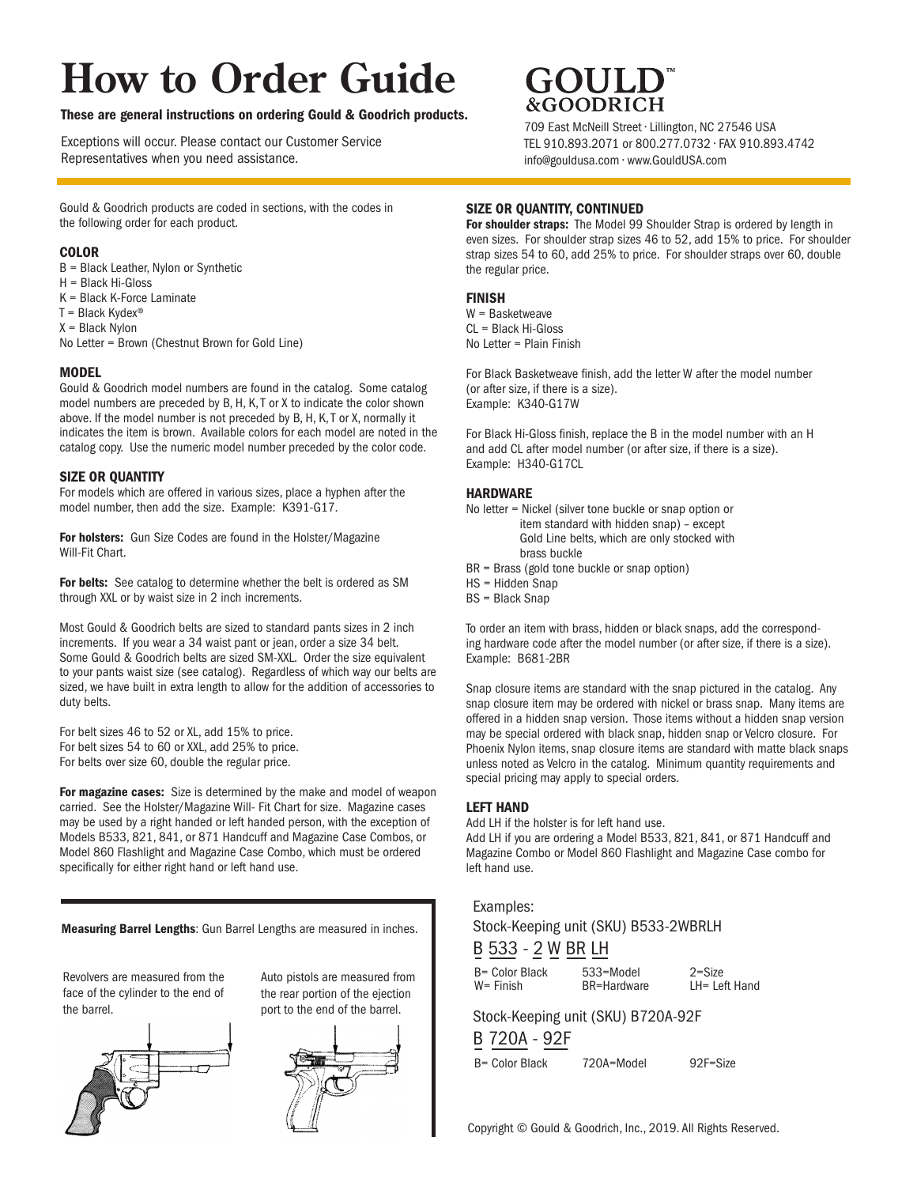# How to Order Guide

**These are general instructions on ordering Gould & Goodrich products.**

Exceptions will occur. Please contact our Customer Service Representatives when you need assistance.

GOULD™ &GOODRICH

709 East McNeill Street · Lillington, NC 27546 USA
TEL 910.893.2071 or 800.277.0732 · FAX 910.893.4742
info@gouldusa.com · www.GouldUSA.com

Gould & Goodrich products are coded in sections, with the codes in the following order for each product.

### COLOR

B = Black Leather, Nylon or Synthetic
H = Black Hi-Gloss
K = Black K-Force Laminate
T = Black Kydex®
X = Black Nylon
No Letter = Brown (Chestnut Brown for Gold Line)

### MODEL

Gould & Goodrich model numbers are found in the catalog. Some catalog model numbers are preceded by B, H, K, T or X to indicate the color shown above. If the model number is not preceded by B, H, K, T or X, normally it indicates the item is brown. Available colors for each model are noted in the catalog copy. Use the numeric model number preceded by the color code.

### SIZE OR QUANTITY

For models which are offered in various sizes, place a hyphen after the model number, then add the size. Example: K391-G17.

**For holsters:** Gun Size Codes are found in the Holster/Magazine Will-Fit Chart.

**For belts:** See catalog to determine whether the belt is ordered as SM through XXL or by waist size in 2 inch increments.

Most Gould & Goodrich belts are sized to standard pants sizes in 2 inch increments. If you wear a 34 waist pant or jean, order a size 34 belt. Some Gould & Goodrich belts are sized SM-XXL. Order the size equivalent to your pants waist size (see catalog). Regardless of which way our belts are sized, we have built in extra length to allow for the addition of accessories to duty belts.

For belt sizes 46 to 52 or XL, add 15% to price.
For belt sizes 54 to 60 or XXL, add 25% to price.
For belts over size 60, double the regular price.

**For magazine cases:** Size is determined by the make and model of weapon carried. See the Holster/Magazine Will- Fit Chart for size. Magazine cases may be used by a right handed or left handed person, with the exception of Models B533, 821, 841, or 871 Handcuff and Magazine Case Combos, or Model 860 Flashlight and Magazine Case Combo, which must be ordered specifically for either right hand or left hand use.

**Measuring Barrel Lengths**: Gun Barrel Lengths are measured in inches.

Revolvers are measured from the face of the cylinder to the end of the barrel.

Auto pistols are measured from the rear portion of the ejection port to the end of the barrel.

### SIZE OR QUANTITY, CONTINUED

**For shoulder straps:** The Model 99 Shoulder Strap is ordered by length in even sizes. For shoulder strap sizes 46 to 52, add 15% to price. For shoulder strap sizes 54 to 60, add 25% to price. For shoulder straps over 60, double the regular price.

### FINISH

W = Basketweave
CL = Black Hi-Gloss
No Letter = Plain Finish

For Black Basketweave finish, add the letter W after the model number (or after size, if there is a size).
Example: K340-G17W

For Black Hi-Gloss finish, replace the B in the model number with an H and add CL after model number (or after size, if there is a size).
Example: H340-G17CL

### HARDWARE

No letter = Nickel (silver tone buckle or snap option or item standard with hidden snap) – except Gold Line belts, which are only stocked with brass buckle
BR = Brass (gold tone buckle or snap option)
HS = Hidden Snap
BS = Black Snap

To order an item with brass, hidden or black snaps, add the corresponding hardware code after the model number (or after size, if there is a size).
Example: B681-2BR

Snap closure items are standard with the snap pictured in the catalog. Any snap closure item may be ordered with nickel or brass snap. Many items are offered in a hidden snap version. Those items without a hidden snap version may be special ordered with black snap, hidden snap or Velcro closure. For Phoenix Nylon items, snap closure items are standard with matte black snaps unless noted as Velcro in the catalog. Minimum quantity requirements and special pricing may apply to special orders.

### LEFT HAND

Add LH if the holster is for left hand use.
Add LH if you are ordering a Model B533, 821, 841, or 871 Handcuff and Magazine Combo or Model 860 Flashlight and Magazine Case combo for left hand use.

Examples:

Stock-Keeping unit (SKU) B533-2WBRLH

B 533 - 2 W BR LH

| | | |
|---|---|---|
| B= Color Black | 533=Model | 2=Size |
| W= Finish | BR=Hardware | LH= Left Hand |

Stock-Keeping unit (SKU) B720A-92F

B 720A - 92F

| | | |
|---|---|---|
| B= Color Black | 720A=Model | 92F=Size |

Copyright © Gould & Goodrich, Inc., 2019. All Rights Reserved.